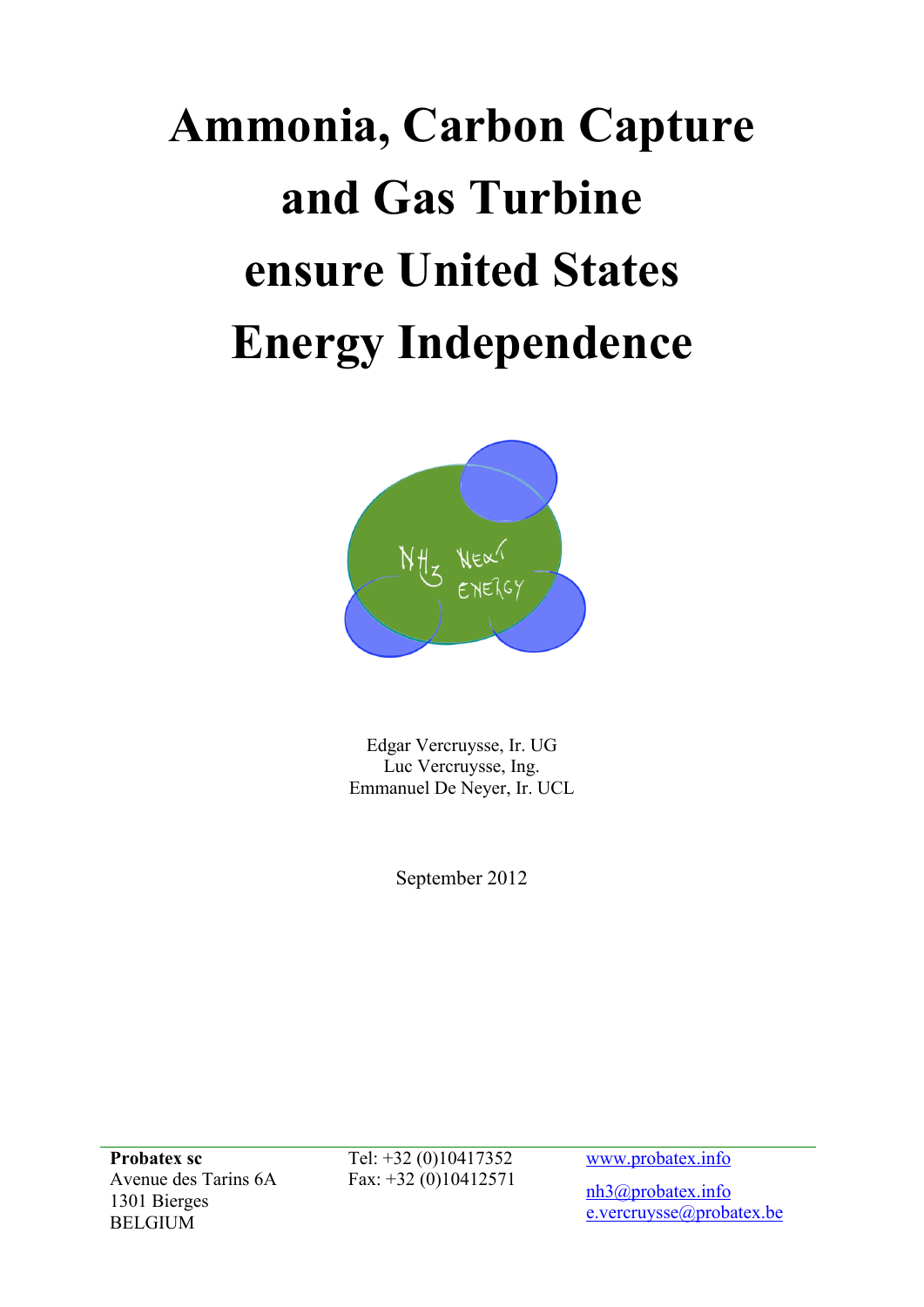# Ammonia, Carbon Capture and Gas Turbine ensure United States Energy Independence

Edgar Vercruysse, Ir. UG
Luc Vercruysse, Ing.
Emmanuel De Neyer, Ir. UCL

September 2012

**Probatex sc**
Avenue des Tarins 6A
1301 Bierges
BELGIUM

Tel: +32 (0)10417352
Fax: +32 (0)10412571

www.probatex.info
nh3@probatex.info
e.vercruysse@probatex.be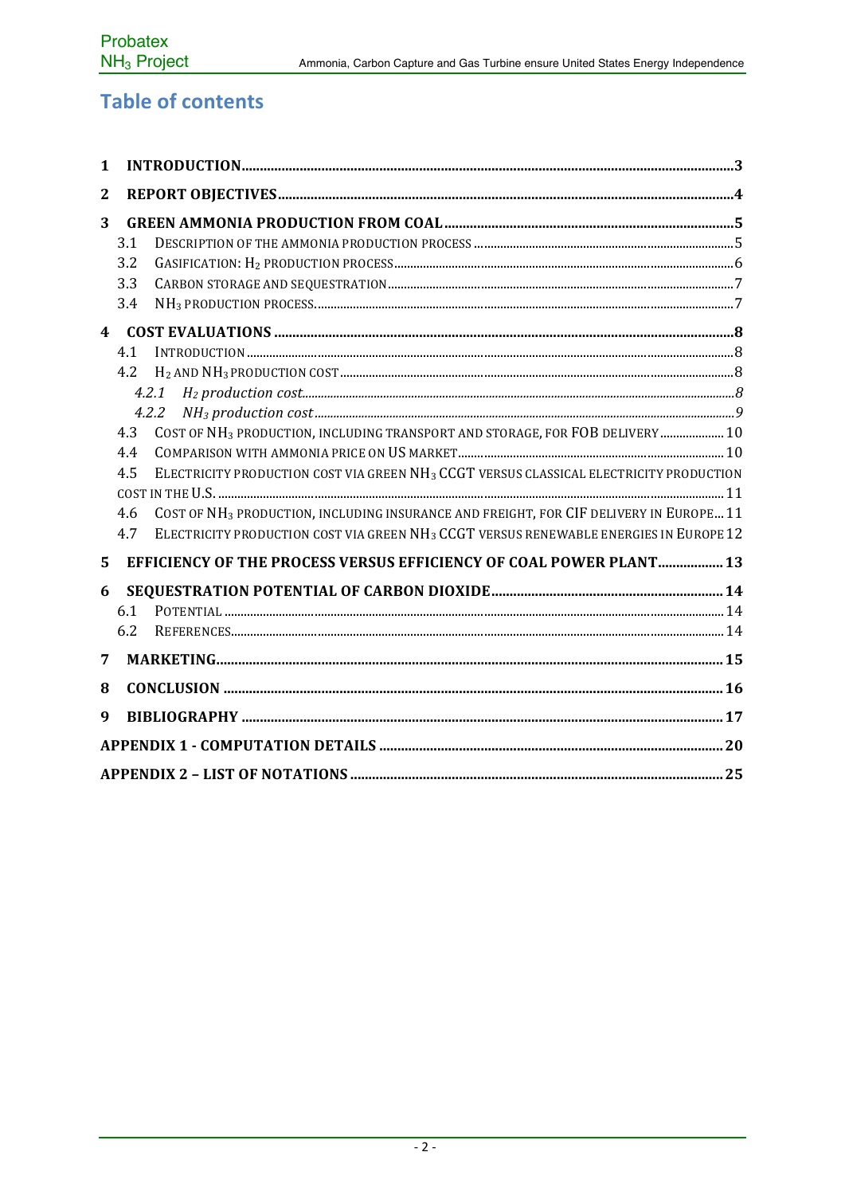# Table of contents

1 INTRODUCTION ..... 3

2 REPORT OBJECTIVES ..... 4

3 GREEN AMMONIA PRODUCTION FROM COAL ..... 5
- 3.1 DESCRIPTION OF THE AMMONIA PRODUCTION PROCESS ..... 5
- 3.2 GASIFICATION: $H_2$ PRODUCTION PROCESS ..... 6
- 3.3 CARBON STORAGE AND SEQUESTRATION ..... 7
- 3.4 $NH_3$ PRODUCTION PROCESS ..... 7

4 COST EVALUATIONS ..... 8
- 4.1 INTRODUCTION ..... 8
- 4.2 $H_2$ AND $NH_3$ PRODUCTION COST ..... 8
  - *4.2.1 $H_2$ production cost* ..... 8
  - *4.2.2 $NH_3$ production cost* ..... 9
- 4.3 COST OF $NH_3$ PRODUCTION, INCLUDING TRANSPORT AND STORAGE, FOR FOB DELIVERY ..... 10
- 4.4 COMPARISON WITH AMMONIA PRICE ON US MARKET ..... 10
- 4.5 ELECTRICITY PRODUCTION COST VIA GREEN $NH_3$ CCGT VERSUS CLASSICAL ELECTRICITY PRODUCTION COST IN THE U.S. ..... 11
- 4.6 COST OF $NH_3$ PRODUCTION, INCLUDING INSURANCE AND FREIGHT, FOR CIF DELIVERY IN EUROPE ..... 11
- 4.7 ELECTRICITY PRODUCTION COST VIA GREEN $NH_3$ CCGT VERSUS RENEWABLE ENERGIES IN EUROPE ..... 12

5 EFFICIENCY OF THE PROCESS VERSUS EFFICIENCY OF COAL POWER PLANT ..... 13

6 SEQUESTRATION POTENTIAL OF CARBON DIOXIDE ..... 14
- 6.1 POTENTIAL ..... 14
- 6.2 REFERENCES ..... 14

7 MARKETING ..... 15

8 CONCLUSION ..... 16

9 BIBLIOGRAPHY ..... 17

APPENDIX 1 - COMPUTATION DETAILS ..... 20

APPENDIX 2 – LIST OF NOTATIONS ..... 25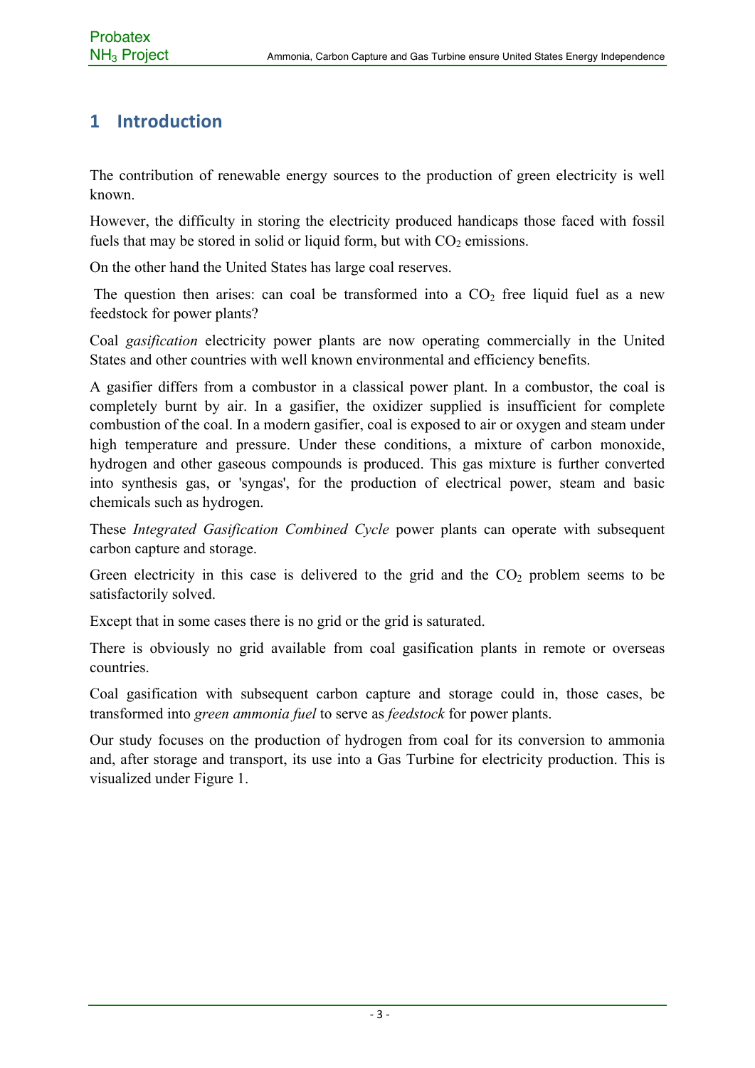# 1 Introduction

The contribution of renewable energy sources to the production of green electricity is well known.

However, the difficulty in storing the electricity produced handicaps those faced with fossil fuels that may be stored in solid or liquid form, but with $CO_2$ emissions.

On the other hand the United States has large coal reserves.

The question then arises: can coal be transformed into a $CO_2$ free liquid fuel as a new feedstock for power plants?

Coal *gasification* electricity power plants are now operating commercially in the United States and other countries with well known environmental and efficiency benefits.

A gasifier differs from a combustor in a classical power plant. In a combustor, the coal is completely burnt by air. In a gasifier, the oxidizer supplied is insufficient for complete combustion of the coal. In a modern gasifier, coal is exposed to air or oxygen and steam under high temperature and pressure. Under these conditions, a mixture of carbon monoxide, hydrogen and other gaseous compounds is produced. This gas mixture is further converted into synthesis gas, or 'syngas', for the production of electrical power, steam and basic chemicals such as hydrogen.

These *Integrated Gasification Combined Cycle* power plants can operate with subsequent carbon capture and storage.

Green electricity in this case is delivered to the grid and the $CO_2$ problem seems to be satisfactorily solved.

Except that in some cases there is no grid or the grid is saturated.

There is obviously no grid available from coal gasification plants in remote or overseas countries.

Coal gasification with subsequent carbon capture and storage could in, those cases, be transformed into *green ammonia fuel* to serve as *feedstock* for power plants.

Our study focuses on the production of hydrogen from coal for its conversion to ammonia and, after storage and transport, its use into a Gas Turbine for electricity production. This is visualized under Figure 1.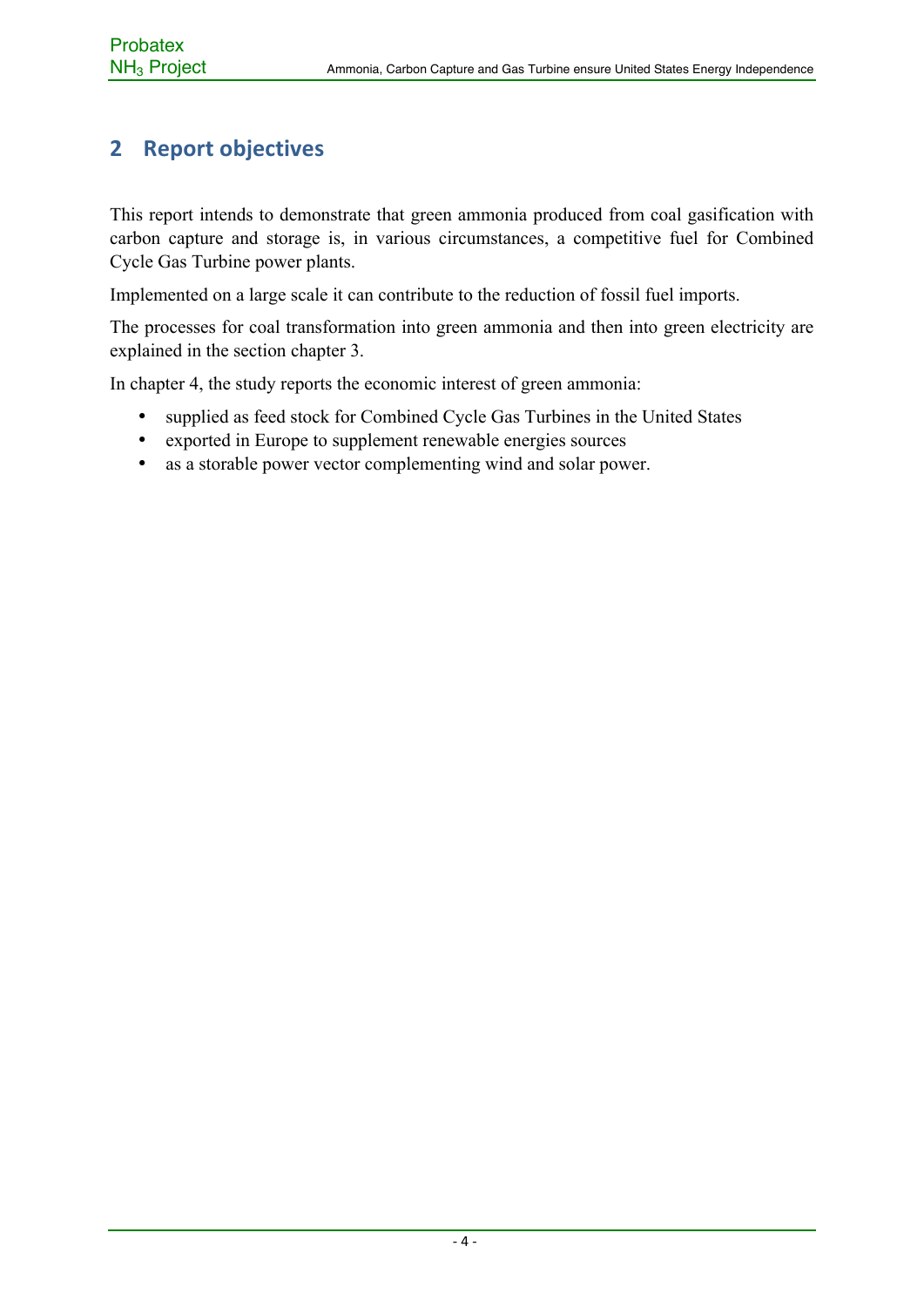## 2 Report objectives

This report intends to demonstrate that green ammonia produced from coal gasification with carbon capture and storage is, in various circumstances, a competitive fuel for Combined Cycle Gas Turbine power plants.

Implemented on a large scale it can contribute to the reduction of fossil fuel imports.

The processes for coal transformation into green ammonia and then into green electricity are explained in the section chapter 3.

In chapter 4, the study reports the economic interest of green ammonia:

- supplied as feed stock for Combined Cycle Gas Turbines in the United States
- exported in Europe to supplement renewable energies sources
- as a storable power vector complementing wind and solar power.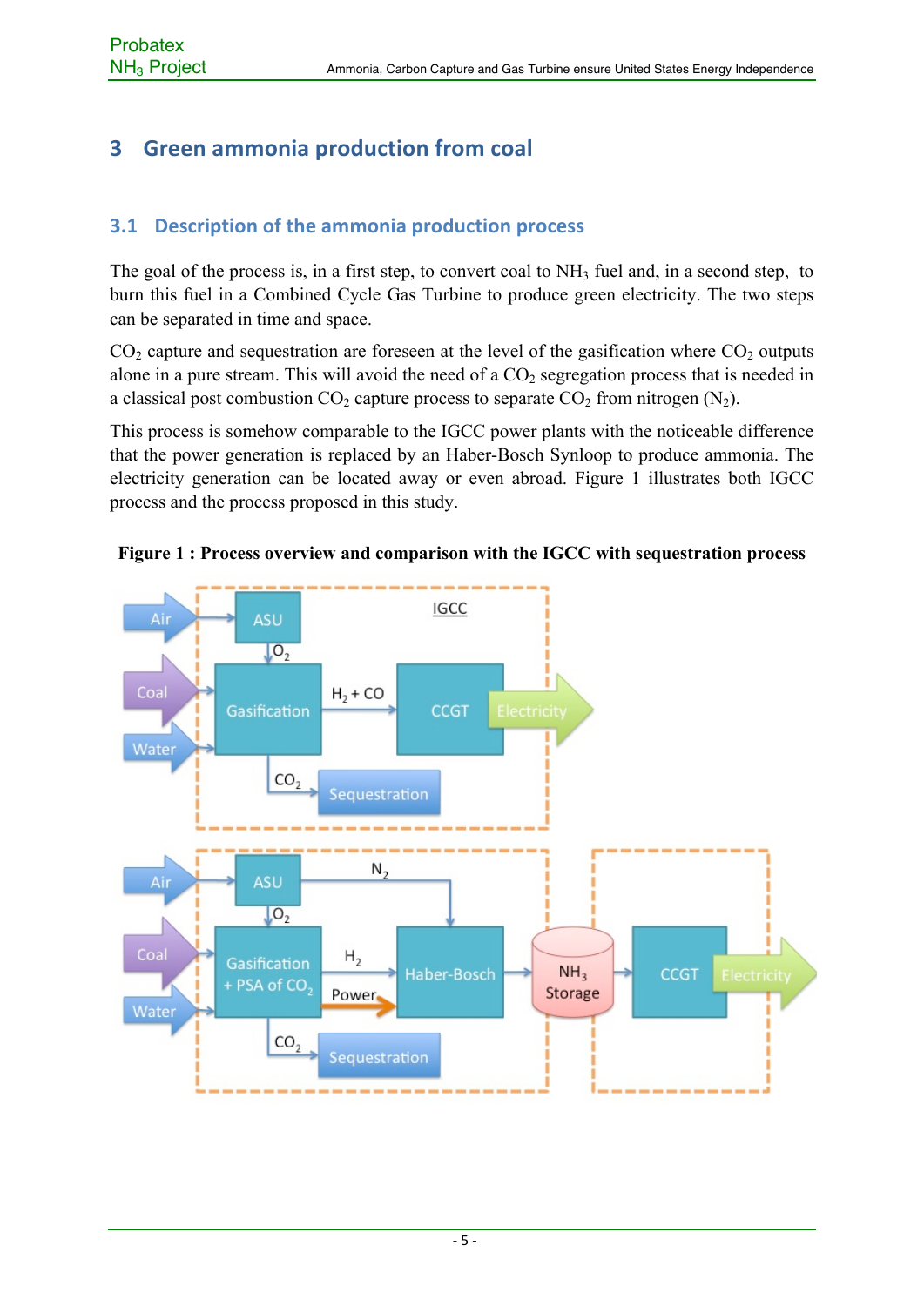# 3 Green ammonia production from coal

## 3.1 Description of the ammonia production process

The goal of the process is, in a first step, to convert coal to $NH_3$ fuel and, in a second step, to burn this fuel in a Combined Cycle Gas Turbine to produce green electricity. The two steps can be separated in time and space.

$CO_2$ capture and sequestration are foreseen at the level of the gasification where $CO_2$ outputs alone in a pure stream. This will avoid the need of a $CO_2$ segregation process that is needed in a classical post combustion $CO_2$ capture process to separate $CO_2$ from nitrogen ($N_2$).

This process is somehow comparable to the IGCC power plants with the noticeable difference that the power generation is replaced by an Haber-Bosch Synloop to produce ammonia. The electricity generation can be located away or even abroad. Figure 1 illustrates both IGCC process and the process proposed in this study.

**Figure 1 : Process overview and comparison with the IGCC with sequestration process**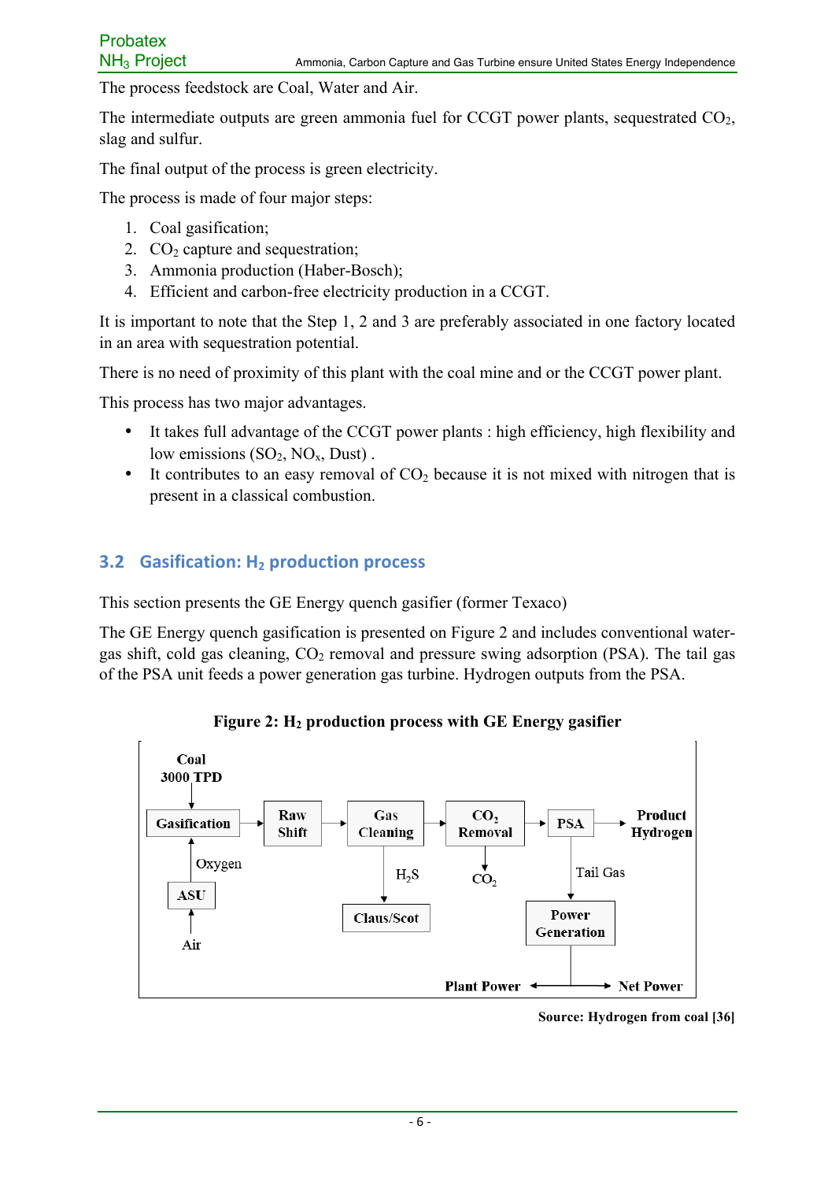The process feedstock are Coal, Water and Air.

The intermediate outputs are green ammonia fuel for CCGT power plants, sequestrated $CO_2$, slag and sulfur.

The final output of the process is green electricity.

The process is made of four major steps:

1. Coal gasification;
2. $CO_2$ capture and sequestration;
3. Ammonia production (Haber-Bosch);
4. Efficient and carbon-free electricity production in a CCGT.

It is important to note that the Step 1, 2 and 3 are preferably associated in one factory located in an area with sequestration potential.

There is no need of proximity of this plant with the coal mine and or the CCGT power plant.

This process has two major advantages.

- It takes full advantage of the CCGT power plants : high efficiency, high flexibility and low emissions ($SO_2$, $NO_x$, Dust) .
- It contributes to an easy removal of $CO_2$ because it is not mixed with nitrogen that is present in a classical combustion.

## 3.2 Gasification: $H_2$ production process

This section presents the GE Energy quench gasifier (former Texaco)

The GE Energy quench gasification is presented on Figure 2 and includes conventional water-gas shift, cold gas cleaning, $CO_2$ removal and pressure swing adsorption (PSA). The tail gas of the PSA unit feeds a power generation gas turbine. Hydrogen outputs from the PSA.

**Figure 2: $H_2$ production process with GE Energy gasifier**

Coal 3000 TPD → Gasification → Raw Shift → Gas Cleaning → $CO_2$ Removal → PSA → Product Hydrogen

Air → ASU → Oxygen → Gasification

Gas Cleaning → $H_2S$ → Claus/Scot

$CO_2$ Removal → $CO_2$

PSA → Tail Gas → Power Generation → Plant Power / Net Power

**Source: Hydrogen from coal [36]**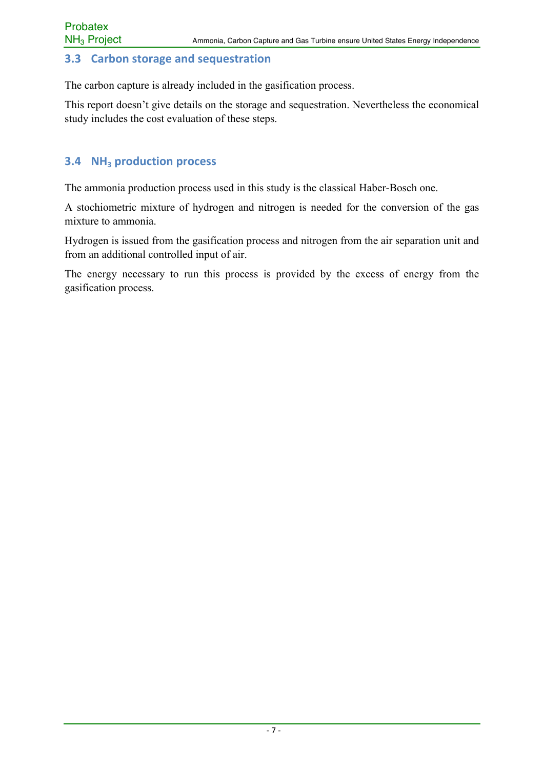### 3.3 Carbon storage and sequestration

The carbon capture is already included in the gasification process.

This report doesn't give details on the storage and sequestration. Nevertheless the economical study includes the cost evaluation of these steps.

### 3.4 $NH_3$ production process

The ammonia production process used in this study is the classical Haber-Bosch one.

A stochiometric mixture of hydrogen and nitrogen is needed for the conversion of the gas mixture to ammonia.

Hydrogen is issued from the gasification process and nitrogen from the air separation unit and from an additional controlled input of air.

The energy necessary to run this process is provided by the excess of energy from the gasification process.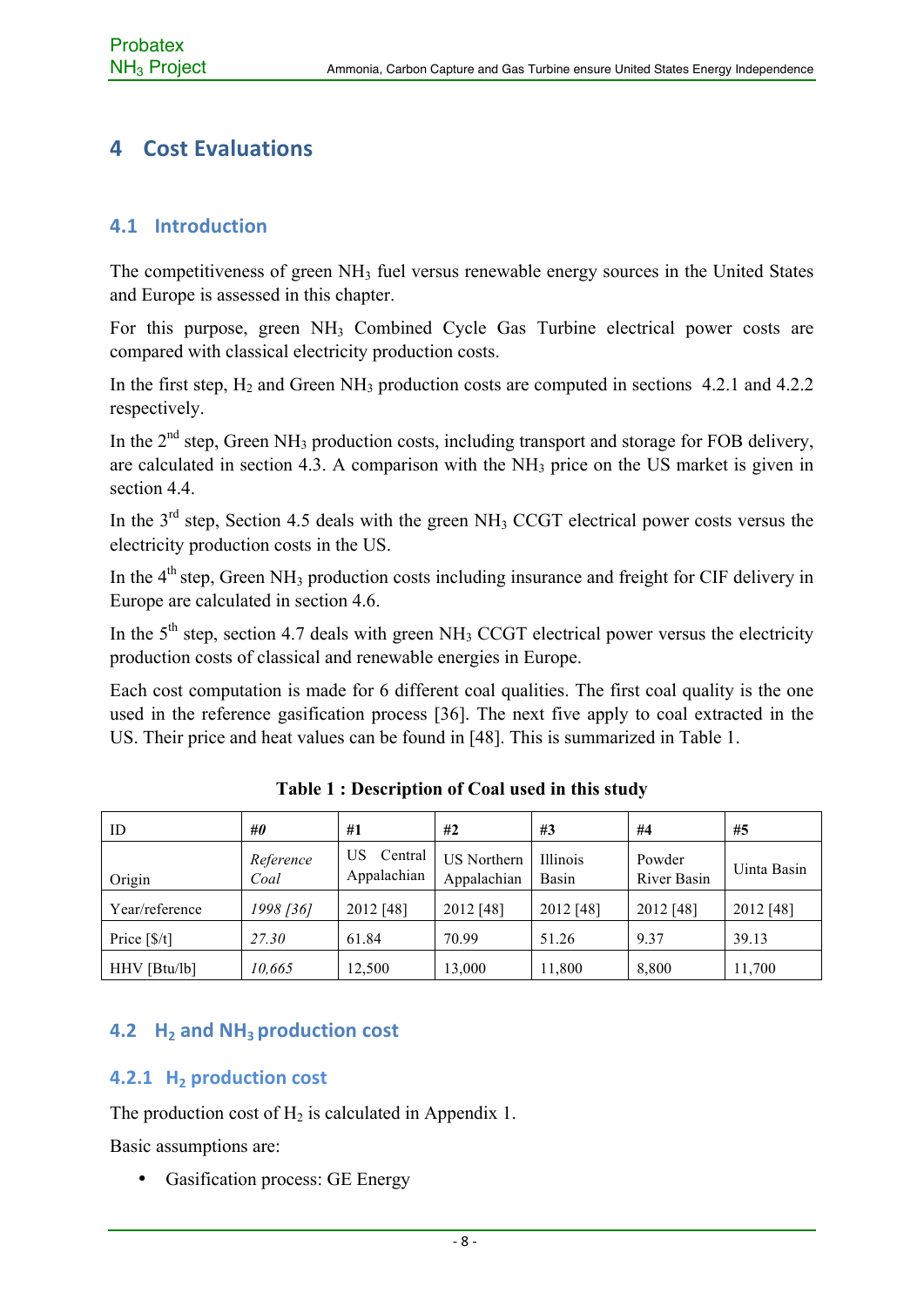# 4 Cost Evaluations

## 4.1 Introduction

The competitiveness of green $NH_3$ fuel versus renewable energy sources in the United States and Europe is assessed in this chapter.

For this purpose, green $NH_3$ Combined Cycle Gas Turbine electrical power costs are compared with classical electricity production costs.

In the first step, $H_2$ and Green $NH_3$ production costs are computed in sections 4.2.1 and 4.2.2 respectively.

In the 2nd step, Green $NH_3$ production costs, including transport and storage for FOB delivery, are calculated in section 4.3. A comparison with the $NH_3$ price on the US market is given in section 4.4.

In the 3rd step, Section 4.5 deals with the green $NH_3$ CCGT electrical power costs versus the electricity production costs in the US.

In the 4th step, Green $NH_3$ production costs including insurance and freight for CIF delivery in Europe are calculated in section 4.6.

In the 5th step, section 4.7 deals with green $NH_3$ CCGT electrical power versus the electricity production costs of classical and renewable energies in Europe.

Each cost computation is made for 6 different coal qualities. The first coal quality is the one used in the reference gasification process [36]. The next five apply to coal extracted in the US. Their price and heat values can be found in [48]. This is summarized in Table 1.

**Table 1 : Description of Coal used in this study**

| ID | *#0* | #1 | #2 | #3 | #4 | #5 |
|---|---|---|---|---|---|---|
| Origin | *Reference Coal* | US Central Appalachian | US Northern Appalachian | Illinois Basin | Powder River Basin | Uinta Basin |
| Year/reference | *1998 [36]* | 2012 [48] | 2012 [48] | 2012 [48] | 2012 [48] | 2012 [48] |
| Price [$/t] | *27.30* | 61.84 | 70.99 | 51.26 | 9.37 | 39.13 |
| HHV [Btu/lb] | *10,665* | 12,500 | 13,000 | 11,800 | 8,800 | 11,700 |

## 4.2 $H_2$ and $NH_3$ production cost

### 4.2.1 $H_2$ production cost

The production cost of $H_2$ is calculated in Appendix 1.

Basic assumptions are:

- Gasification process: GE Energy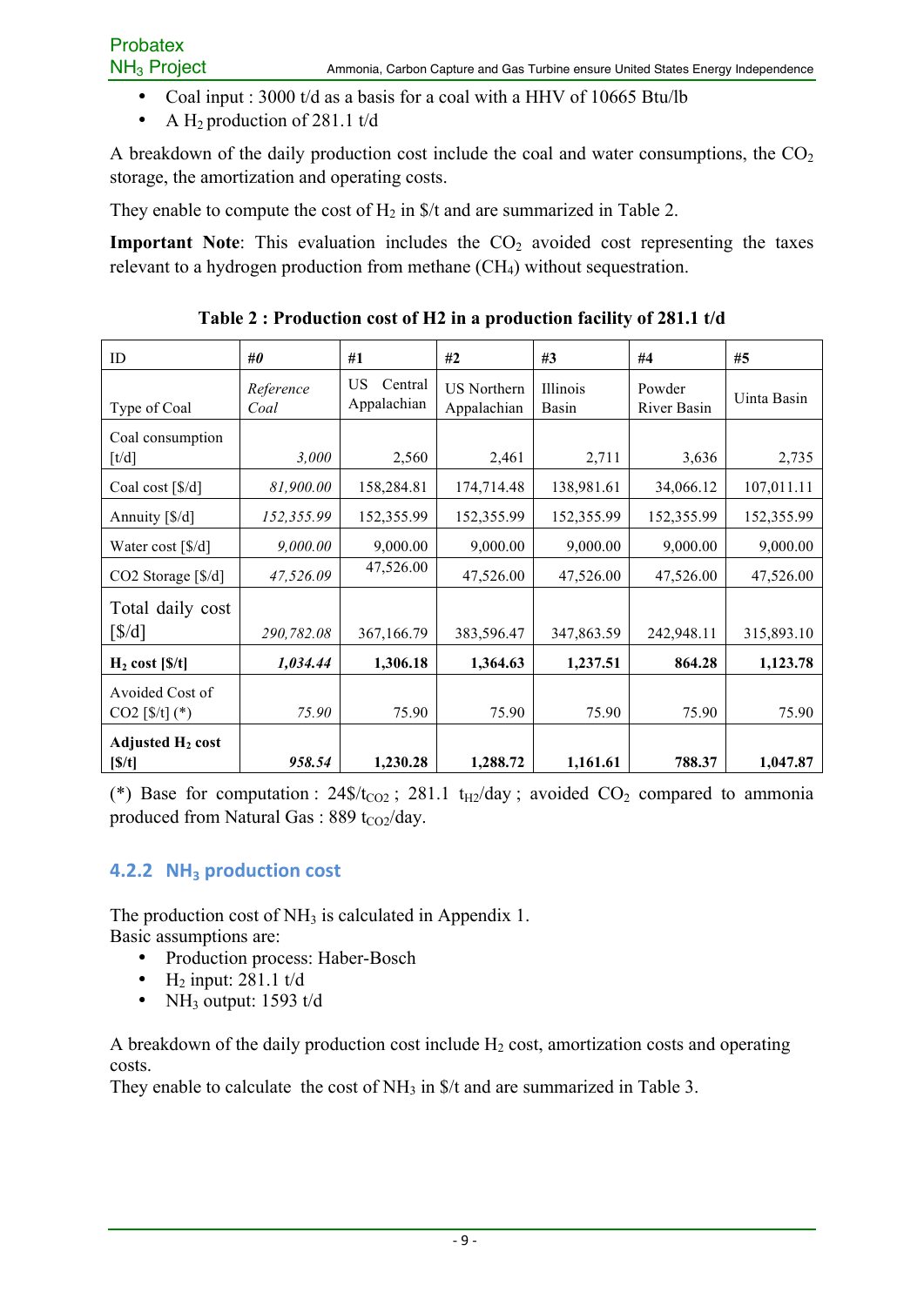- Coal input : 3000 t/d as a basis for a coal with a HHV of 10665 Btu/lb
- A $H_2$ production of 281.1 t/d

A breakdown of the daily production cost include the coal and water consumptions, the $CO_2$ storage, the amortization and operating costs.

They enable to compute the cost of $H_2$ in $/t and are summarized in Table 2.

**Important Note**: This evaluation includes the $CO_2$ avoided cost representing the taxes relevant to a hydrogen production from methane ($CH_4$) without sequestration.

**Table 2 : Production cost of H2 in a production facility of 281.1 t/d**

| ID | *#0* | #1 | #2 | #3 | #4 | #5 |
|---|---|---|---|---|---|---|
| Type of Coal | *Reference Coal* | US Central Appalachian | US Northern Appalachian | Illinois Basin | Powder River Basin | Uinta Basin |
| Coal consumption [t/d] | *3,000* | 2,560 | 2,461 | 2,711 | 3,636 | 2,735 |
| Coal cost [$/d] | *81,900.00* | 158,284.81 | 174,714.48 | 138,981.61 | 34,066.12 | 107,011.11 |
| Annuity [$/d] | *152,355.99* | 152,355.99 | 152,355.99 | 152,355.99 | 152,355.99 | 152,355.99 |
| Water cost [$/d] | *9,000.00* | 9,000.00 | 9,000.00 | 9,000.00 | 9,000.00 | 9,000.00 |
| CO2 Storage [$/d] | *47,526.09* | 47,526.00 | 47,526.00 | 47,526.00 | 47,526.00 | 47,526.00 |
| Total daily cost [$/d] | *290,782.08* | 367,166.79 | 383,596.47 | 347,863.59 | 242,948.11 | 315,893.10 |
| **$H_2$ cost [$/t]** | ***1,034.44*** | **1,306.18** | **1,364.63** | **1,237.51** | **864.28** | **1,123.78** |
| Avoided Cost of CO2 [$/t] (*) | *75.90* | 75.90 | 75.90 | 75.90 | 75.90 | 75.90 |
| **Adjusted $H_2$ cost [$/t]** | ***958.54*** | **1,230.28** | **1,288.72** | **1,161.61** | **788.37** | **1,047.87** |

(*) Base for computation : 24$/$t_{CO2}$ ; 281.1 $t_{H2}$/day ; avoided $CO_2$ compared to ammonia produced from Natural Gas : 889 $t_{CO2}$/day.

### 4.2.2 $NH_3$ production cost

The production cost of $NH_3$ is calculated in Appendix 1.
Basic assumptions are:

- Production process: Haber-Bosch
- $H_2$ input: 281.1 t/d
- $NH_3$ output: 1593 t/d

A breakdown of the daily production cost include $H_2$ cost, amortization costs and operating costs.
They enable to calculate the cost of $NH_3$ in $/t and are summarized in Table 3.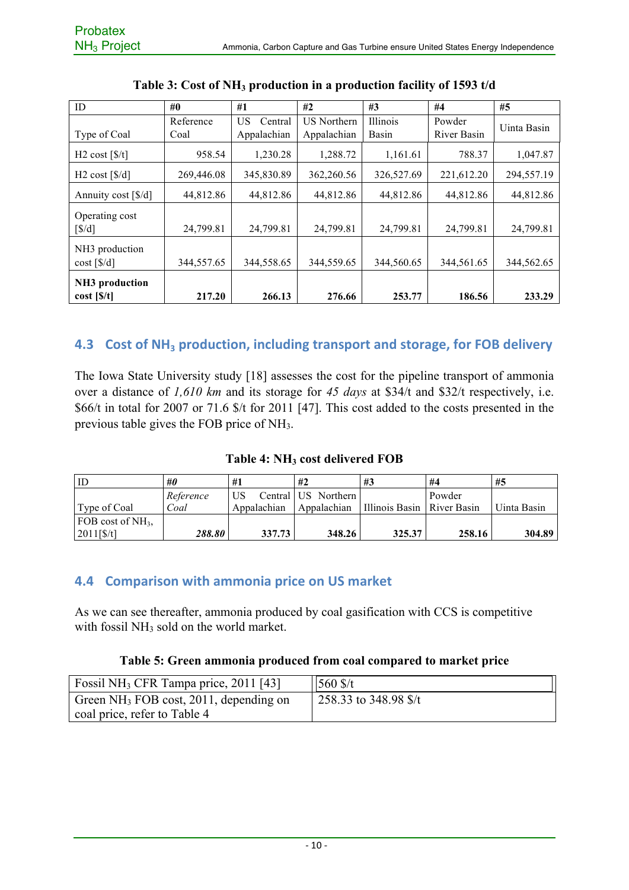**Table 3: Cost of $NH_3$ production in a production facility of 1593 t/d**

| ID | #0 | #1 | #2 | #3 | #4 | #5 |
|---|---|---|---|---|---|---|
| Type of Coal | Reference Coal | US Central Appalachian | US Northern Appalachian | Illinois Basin | Powder River Basin | Uinta Basin |
| H2 cost [$/t] | 958.54 | 1,230.28 | 1,288.72 | 1,161.61 | 788.37 | 1,047.87 |
| H2 cost [$/d] | 269,446.08 | 345,830.89 | 362,260.56 | 326,527.69 | 221,612.20 | 294,557.19 |
| Annuity cost [$/d] | 44,812.86 | 44,812.86 | 44,812.86 | 44,812.86 | 44,812.86 | 44,812.86 |
| Operating cost [$/d] | 24,799.81 | 24,799.81 | 24,799.81 | 24,799.81 | 24,799.81 | 24,799.81 |
| NH3 production cost [$/d] | 344,557.65 | 344,558.65 | 344,559.65 | 344,560.65 | 344,561.65 | 344,562.65 |
| **NH3 production cost [$/t]** | **217.20** | **266.13** | **276.66** | **253.77** | **186.56** | **233.29** |

## 4.3 Cost of $NH_3$ production, including transport and storage, for FOB delivery

The Iowa State University study [18] assesses the cost for the pipeline transport of ammonia over a distance of *1,610 km* and its storage for *45 days* at $34/t and $32/t respectively, i.e. $66/t in total for 2007 or 71.6 $/t for 2011 [47]. This cost added to the costs presented in the previous table gives the FOB price of $NH_3$.

**Table 4: $NH_3$ cost delivered FOB**

| ID | *#0* | #1 | #2 | #3 | #4 | #5 |
|---|---|---|---|---|---|---|
| Type of Coal | *Reference Coal* | US Central Appalachian | US Northern Appalachian | Illinois Basin | Powder River Basin | Uinta Basin |
| FOB cost of $NH_3$, 2011[$/t] | ***288.80*** | **337.73** | **348.26** | **325.37** | **258.16** | **304.89** |

## 4.4 Comparison with ammonia price on US market

As we can see thereafter, ammonia produced by coal gasification with CCS is competitive with fossil $NH_3$ sold on the world market.

**Table 5: Green ammonia produced from coal compared to market price**

| Fossil $NH_3$ CFR Tampa price, 2011 [43] | 560 $/t |
|---|---|
| Green $NH_3$ FOB cost, 2011, depending on coal price, refer to Table 4 | 258.33 to 348.98 $/t |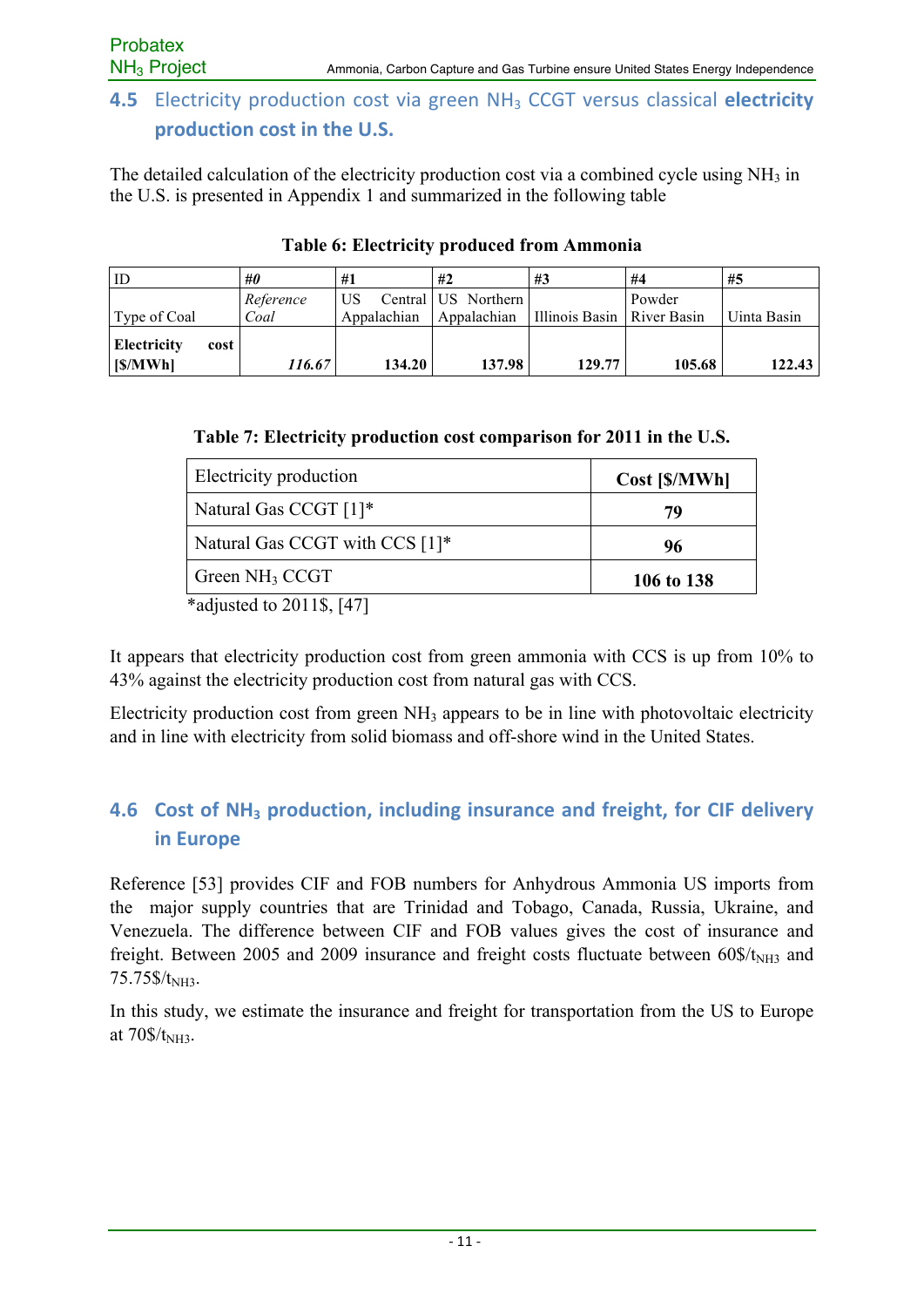## 4.5 Electricity production cost via green $NH_3$ CCGT versus classical **electricity production cost in the U.S.**

The detailed calculation of the electricity production cost via a combined cycle using $NH_3$ in the U.S. is presented in Appendix 1 and summarized in the following table

**Table 6: Electricity produced from Ammonia**

| ID | *#0* | #1 | #2 | #3 | #4 | #5 |
|---|---|---|---|---|---|---|
| Type of Coal | *Reference Coal* | US Central Appalachian | US Northern Appalachian | Illinois Basin | Powder River Basin | Uinta Basin |
| **Electricity cost [$/MWh]** | ***116.67*** | **134.20** | **137.98** | **129.77** | **105.68** | **122.43** |

**Table 7: Electricity production cost comparison for 2011 in the U.S.**

| Electricity production | Cost [$/MWh] |
|---|---|
| Natural Gas CCGT [1]* | **79** |
| Natural Gas CCGT with CCS [1]* | **96** |
| Green $NH_3$ CCGT | **106 to 138** |

*adjusted to 2011$, [47]

It appears that electricity production cost from green ammonia with CCS is up from 10% to 43% against the electricity production cost from natural gas with CCS.

Electricity production cost from green $NH_3$ appears to be in line with photovoltaic electricity and in line with electricity from solid biomass and off-shore wind in the United States.

## 4.6 Cost of $NH_3$ production, including insurance and freight, for CIF delivery in Europe

Reference [53] provides CIF and FOB numbers for Anhydrous Ammonia US imports from the major supply countries that are Trinidad and Tobago, Canada, Russia, Ukraine, and Venezuela. The difference between CIF and FOB values gives the cost of insurance and freight. Between 2005 and 2009 insurance and freight costs fluctuate between 60$/$t_{NH3}$ and 75.75$/$t_{NH3}$.

In this study, we estimate the insurance and freight for transportation from the US to Europe at 70$/$t_{NH3}$.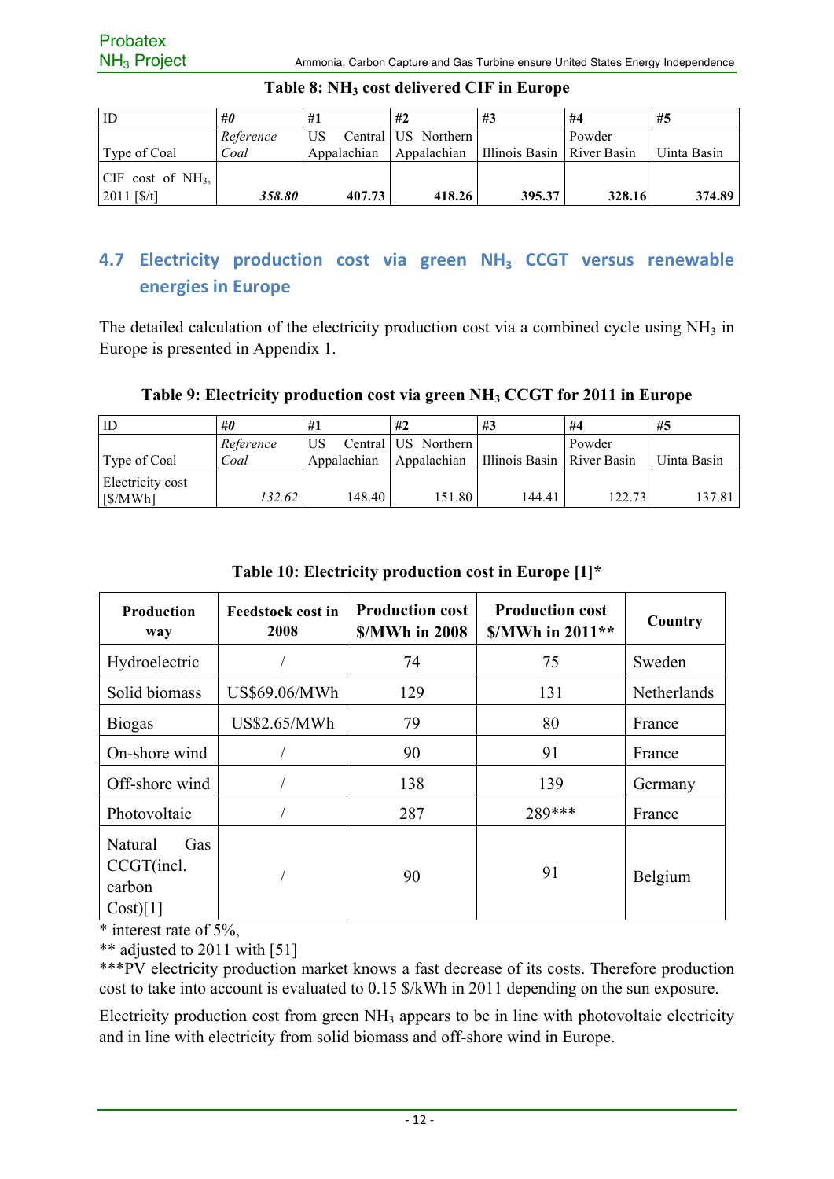**Table 8: $NH_3$ cost delivered CIF in Europe**

| ID | *#0* | #1 | #2 | #3 | #4 | #5 |
|---|---|---|---|---|---|---|
| Type of Coal | *Reference Coal* | US Central Appalachian | US Northern Appalachian | Illinois Basin | Powder River Basin | Uinta Basin |
| CIF cost of $NH_3$, 2011 [$/t] | ***358.80*** | **407.73** | **418.26** | **395.37** | **328.16** | **374.89** |

## 4.7 Electricity production cost via green $NH_3$ CCGT versus renewable energies in Europe

The detailed calculation of the electricity production cost via a combined cycle using $NH_3$ in Europe is presented in Appendix 1.

**Table 9: Electricity production cost via green $NH_3$ CCGT for 2011 in Europe**

| ID | *#0* | #1 | #2 | #3 | #4 | #5 |
|---|---|---|---|---|---|---|
| Type of Coal | *Reference Coal* | US Central Appalachian | US Northern Appalachian | Illinois Basin | Powder River Basin | Uinta Basin |
| Electricity cost [$/MWh] | *132.62* | 148.40 | 151.80 | 144.41 | 122.73 | 137.81 |

**Table 10: Electricity production cost in Europe [1]\***

| Production way | Feedstock cost in 2008 | Production cost $/MWh in 2008 | Production cost $/MWh in 2011** | Country |
|---|---|---|---|---|
| Hydroelectric | / | 74 | 75 | Sweden |
| Solid biomass | US$69.06/MWh | 129 | 131 | Netherlands |
| Biogas | US$2.65/MWh | 79 | 80 | France |
| On-shore wind | / | 90 | 91 | France |
| Off-shore wind | / | 138 | 139 | Germany |
| Photovoltaic | / | 287 | 289*** | France |
| Natural Gas CCGT(incl. carbon Cost)[1] | / | 90 | 91 | Belgium |

\* interest rate of 5%,

** adjusted to 2011 with [51]

***PV electricity production market knows a fast decrease of its costs. Therefore production cost to take into account is evaluated to 0.15 $/kWh in 2011 depending on the sun exposure.

Electricity production cost from green $NH_3$ appears to be in line with photovoltaic electricity and in line with electricity from solid biomass and off-shore wind in Europe.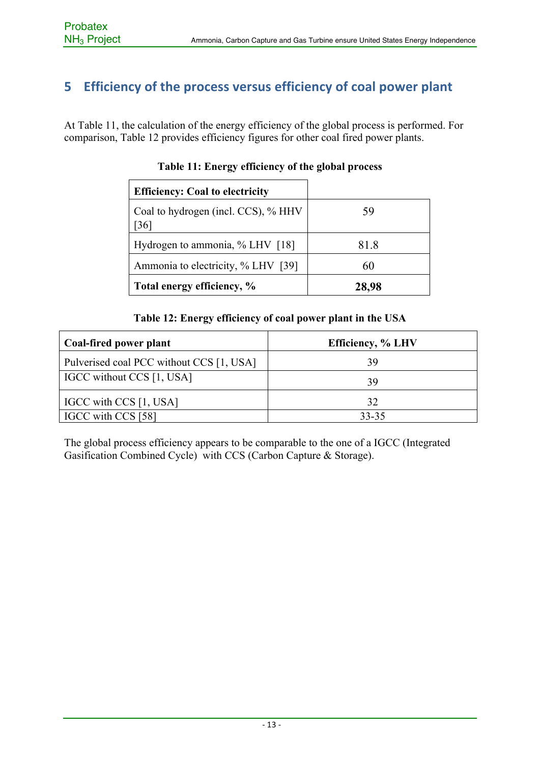## 5 Efficiency of the process versus efficiency of coal power plant

At Table 11, the calculation of the energy efficiency of the global process is performed. For comparison, Table 12 provides efficiency figures for other coal fired power plants.

**Table 11: Energy efficiency of the global process**

| **Efficiency: Coal to electricity** | |
|---|---|
| Coal to hydrogen (incl. CCS), % HHV [36] | 59 |
| Hydrogen to ammonia, % LHV [18] | 81.8 |
| Ammonia to electricity, % LHV [39] | 60 |
| **Total energy efficiency, %** | **28,98** |

**Table 12: Energy efficiency of coal power plant in the USA**

| **Coal-fired power plant** | **Efficiency, % LHV** |
|---|---|
| Pulverised coal PCC without CCS [1, USA] | 39 |
| IGCC without CCS [1, USA] | 39 |
| IGCC with CCS [1, USA] | 32 |
| IGCC with CCS [58] | 33-35 |

The global process efficiency appears to be comparable to the one of a IGCC (Integrated Gasification Combined Cycle) with CCS (Carbon Capture & Storage).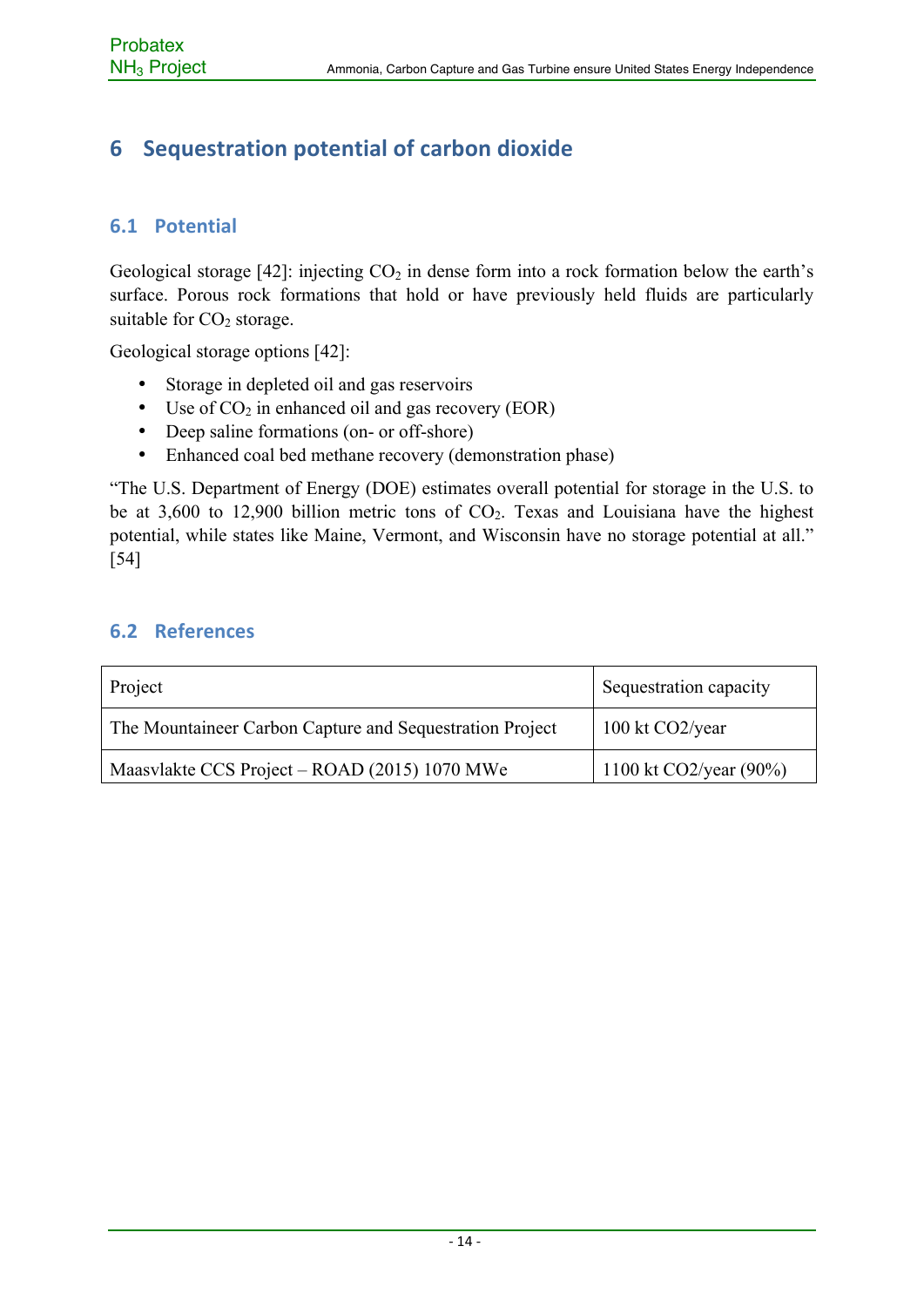# 6 Sequestration potential of carbon dioxide

## 6.1 Potential

Geological storage [42]: injecting $CO_2$ in dense form into a rock formation below the earth's surface. Porous rock formations that hold or have previously held fluids are particularly suitable for $CO_2$ storage.

Geological storage options [42]:

- Storage in depleted oil and gas reservoirs
- Use of $CO_2$ in enhanced oil and gas recovery (EOR)
- Deep saline formations (on- or off-shore)
- Enhanced coal bed methane recovery (demonstration phase)

"The U.S. Department of Energy (DOE) estimates overall potential for storage in the U.S. to be at 3,600 to 12,900 billion metric tons of $CO_2$. Texas and Louisiana have the highest potential, while states like Maine, Vermont, and Wisconsin have no storage potential at all." [54]

## 6.2 References

| Project | Sequestration capacity |
| --- | --- |
| The Mountaineer Carbon Capture and Sequestration Project | 100 kt CO2/year |
| Maasvlakte CCS Project – ROAD (2015) 1070 MWe | 1100 kt CO2/year (90%) |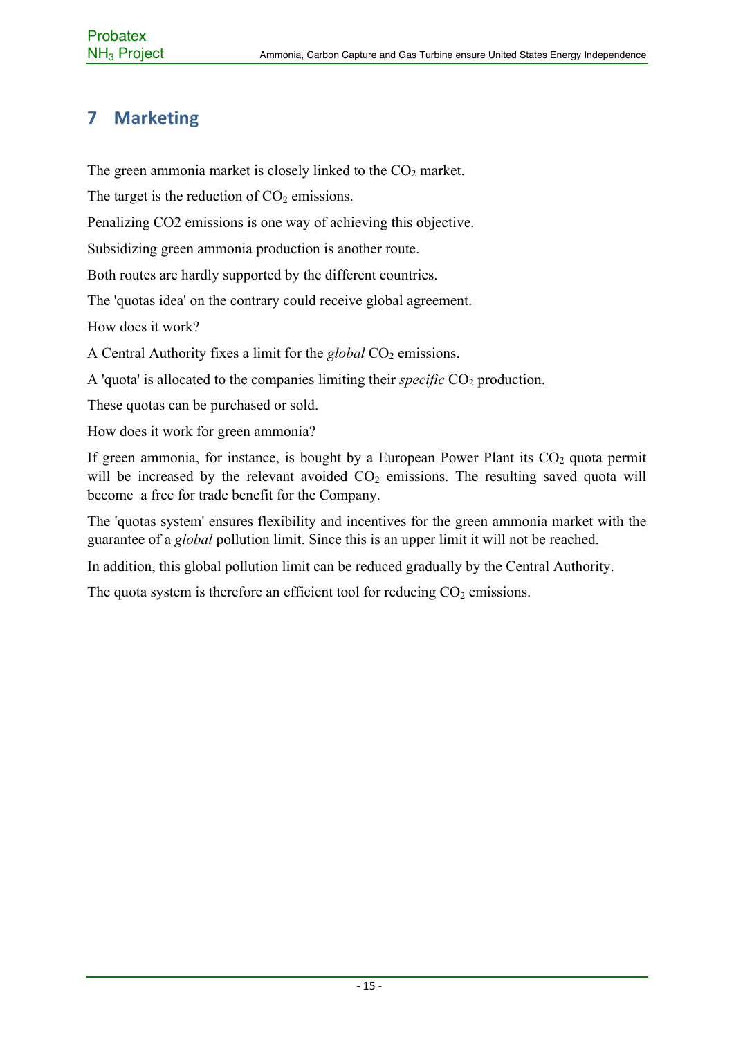# 7 Marketing

The green ammonia market is closely linked to the $CO_2$ market.

The target is the reduction of $CO_2$ emissions.

Penalizing CO2 emissions is one way of achieving this objective.

Subsidizing green ammonia production is another route.

Both routes are hardly supported by the different countries.

The 'quotas idea' on the contrary could receive global agreement.

How does it work?

A Central Authority fixes a limit for the *global* $CO_2$ emissions.

A 'quota' is allocated to the companies limiting their *specific* $CO_2$ production.

These quotas can be purchased or sold.

How does it work for green ammonia?

If green ammonia, for instance, is bought by a European Power Plant its $CO_2$ quota permit will be increased by the relevant avoided $CO_2$ emissions. The resulting saved quota will become a free for trade benefit for the Company.

The 'quotas system' ensures flexibility and incentives for the green ammonia market with the guarantee of a *global* pollution limit. Since this is an upper limit it will not be reached.

In addition, this global pollution limit can be reduced gradually by the Central Authority.

The quota system is therefore an efficient tool for reducing $CO_2$ emissions.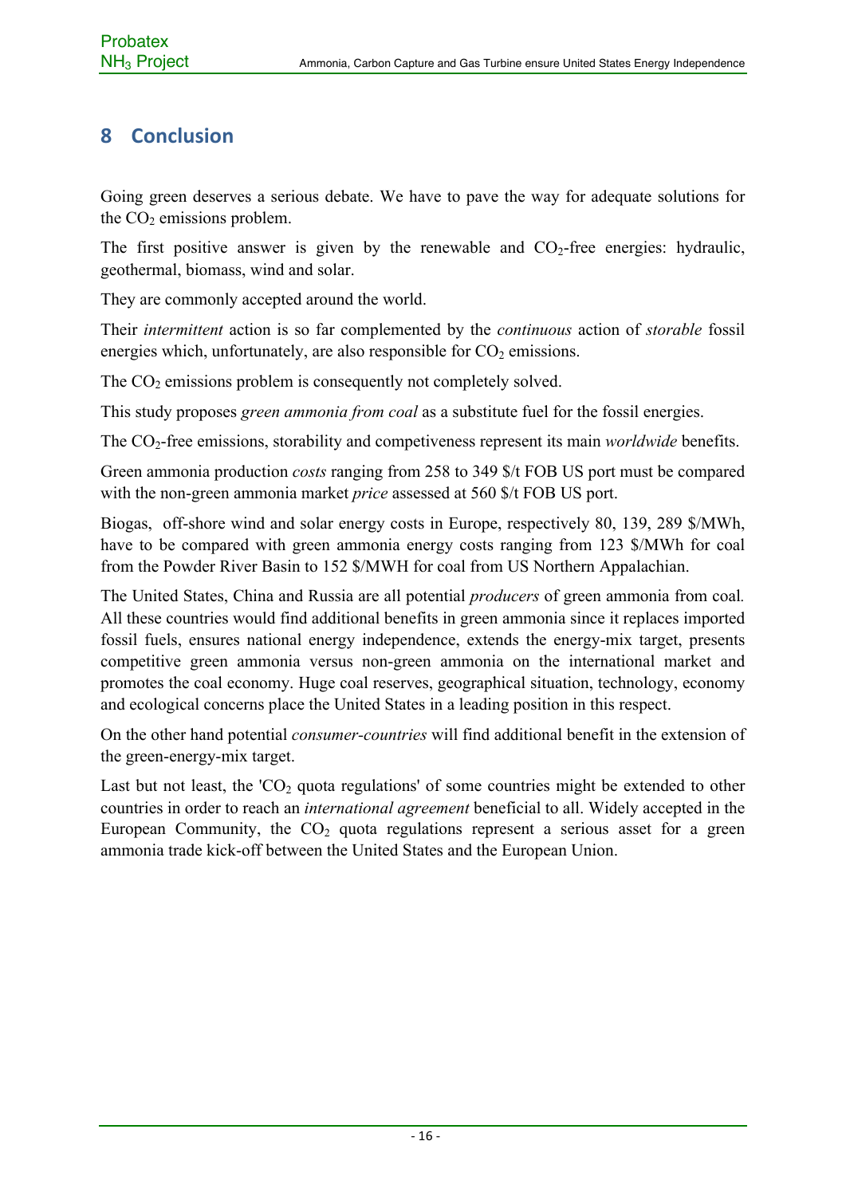## 8 Conclusion

Going green deserves a serious debate. We have to pave the way for adequate solutions for the $CO_2$ emissions problem.

The first positive answer is given by the renewable and $CO_2$-free energies: hydraulic, geothermal, biomass, wind and solar.

They are commonly accepted around the world.

Their *intermittent* action is so far complemented by the *continuous* action of *storable* fossil energies which, unfortunately, are also responsible for $CO_2$ emissions.

The $CO_2$ emissions problem is consequently not completely solved.

This study proposes *green ammonia from coal* as a substitute fuel for the fossil energies.

The $CO_2$-free emissions, storability and competiveness represent its main *worldwide* benefits.

Green ammonia production *costs* ranging from 258 to 349 $/t FOB US port must be compared with the non-green ammonia market *price* assessed at 560 $/t FOB US port.

Biogas, off-shore wind and solar energy costs in Europe, respectively 80, 139, 289 $/MWh, have to be compared with green ammonia energy costs ranging from 123 $/MWh for coal from the Powder River Basin to 152 $/MWH for coal from US Northern Appalachian.

The United States, China and Russia are all potential *producers* of green ammonia from coal. All these countries would find additional benefits in green ammonia since it replaces imported fossil fuels, ensures national energy independence, extends the energy-mix target, presents competitive green ammonia versus non-green ammonia on the international market and promotes the coal economy. Huge coal reserves, geographical situation, technology, economy and ecological concerns place the United States in a leading position in this respect.

On the other hand potential *consumer-countries* will find additional benefit in the extension of the green-energy-mix target.

Last but not least, the '$CO_2$ quota regulations' of some countries might be extended to other countries in order to reach an *international agreement* beneficial to all. Widely accepted in the European Community, the $CO_2$ quota regulations represent a serious asset for a green ammonia trade kick-off between the United States and the European Union.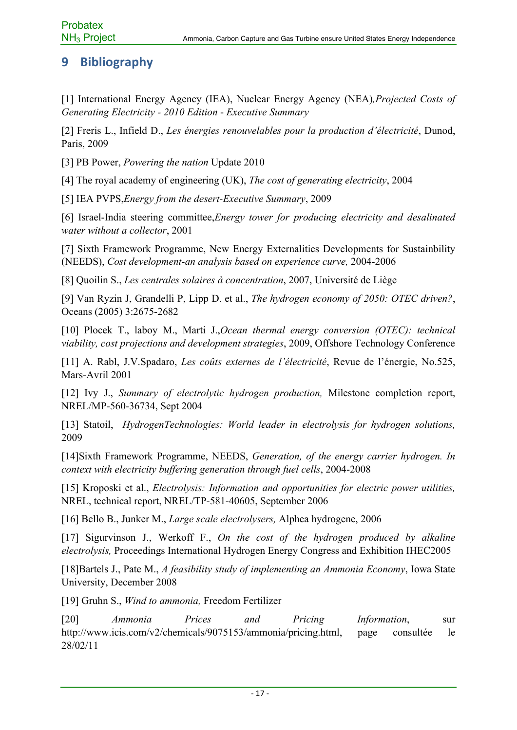# 9 Bibliography

[1] International Energy Agency (IEA), Nuclear Energy Agency (NEA)*,Projected Costs of Generating Electricity - 2010 Edition - Executive Summary*

[2] Freris L., Infield D., *Les énergies renouvelables pour la production d'électricité*, Dunod, Paris, 2009

[3] PB Power, *Powering the nation* Update 2010

[4] The royal academy of engineering (UK), *The cost of generating electricity*, 2004

[5] IEA PVPS,*Energy from the desert-Executive Summary*, 2009

[6] Israel-India steering committee,*Energy tower for producing electricity and desalinated water without a collector*, 2001

[7] Sixth Framework Programme, New Energy Externalities Developments for Sustainbility (NEEDS), *Cost development-an analysis based on experience curve,* 2004-2006

[8] Quoilin S., *Les centrales solaires à concentration*, 2007, Université de Liège

[9] Van Ryzin J, Grandelli P, Lipp D. et al., *The hydrogen economy of 2050: OTEC driven?*, Oceans (2005) 3:2675-2682

[10] Plocek T., laboy M., Marti J.,*Ocean thermal energy conversion (OTEC): technical viability, cost projections and development strategies*, 2009, Offshore Technology Conference

[11] A. Rabl, J.V.Spadaro, *Les coûts externes de l'électricité*, Revue de l'énergie, No.525, Mars-Avril 2001

[12] Ivy J., *Summary of electrolytic hydrogen production,* Milestone completion report, NREL/MP-560-36734, Sept 2004

[13] Statoil, *HydrogenTechnologies: World leader in electrolysis for hydrogen solutions,* 2009

[14]Sixth Framework Programme, NEEDS, *Generation, of the energy carrier hydrogen. In context with electricity buffering generation through fuel cells*, 2004-2008

[15] Kroposki et al., *Electrolysis: Information and opportunities for electric power utilities,* NREL, technical report, NREL/TP-581-40605, September 2006

[16] Bello B., Junker M., *Large scale electrolysers,* Alphea hydrogene, 2006

[17] Sigurvinson J., Werkoff F., *On the cost of the hydrogen produced by alkaline electrolysis,* Proceedings International Hydrogen Energy Congress and Exhibition IHEC2005

[18]Bartels J., Pate M., *A feasibility study of implementing an Ammonia Economy*, Iowa State University, December 2008

[19] Gruhn S., *Wind to ammonia,* Freedom Fertilizer

[20] *Ammonia Prices and Pricing Information*, sur http://www.icis.com/v2/chemicals/9075153/ammonia/pricing.html, page consultée le 28/02/11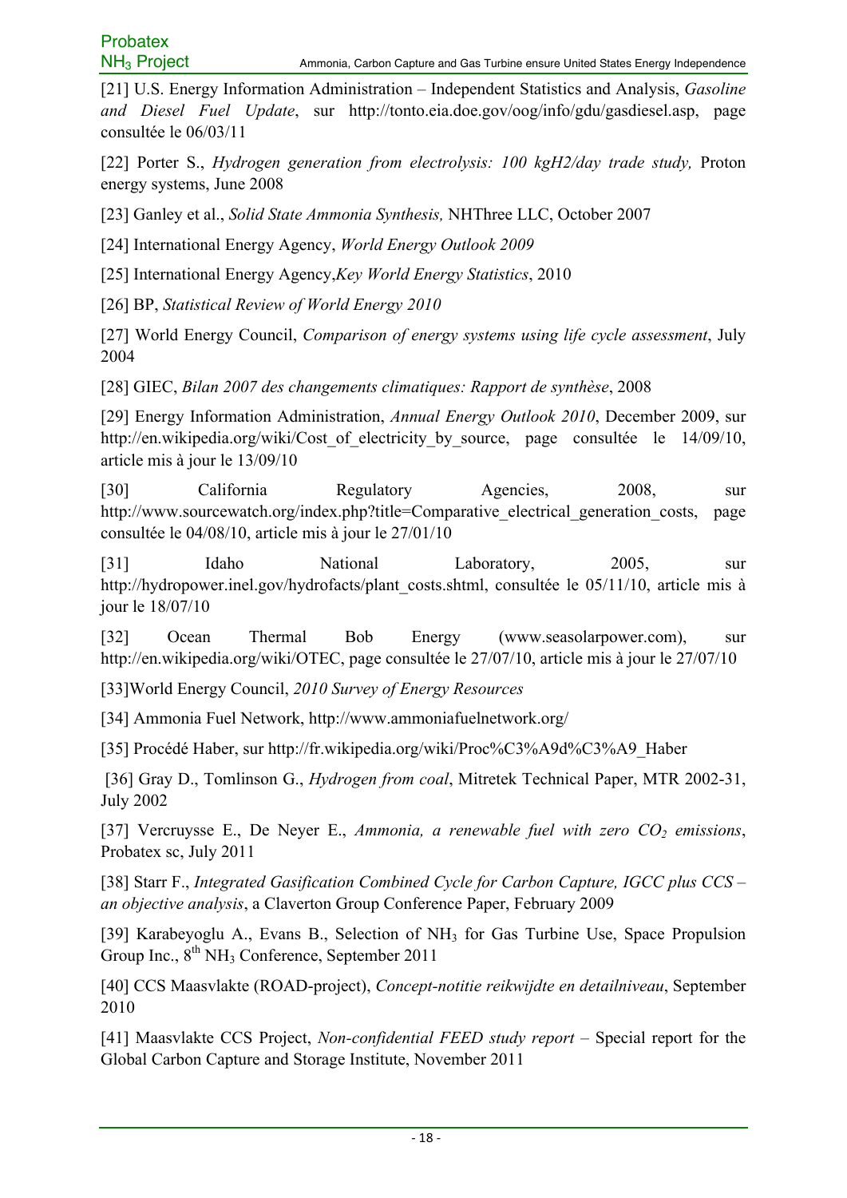[21] U.S. Energy Information Administration – Independent Statistics and Analysis, *Gasoline and Diesel Fuel Update*, sur http://tonto.eia.doe.gov/oog/info/gdu/gasdiesel.asp, page consultée le 06/03/11

[22] Porter S., *Hydrogen generation from electrolysis: 100 kgH2/day trade study,* Proton energy systems, June 2008

[23] Ganley et al., *Solid State Ammonia Synthesis,* NHThree LLC, October 2007

[24] International Energy Agency, *World Energy Outlook 2009*

[25] International Energy Agency,*Key World Energy Statistics*, 2010

[26] BP, *Statistical Review of World Energy 2010*

[27] World Energy Council, *Comparison of energy systems using life cycle assessment*, July 2004

[28] GIEC, *Bilan 2007 des changements climatiques: Rapport de synthèse*, 2008

[29] Energy Information Administration, *Annual Energy Outlook 2010*, December 2009, sur http://en.wikipedia.org/wiki/Cost_of_electricity_by_source, page consultée le 14/09/10, article mis à jour le 13/09/10

[30] California Regulatory Agencies, 2008, sur http://www.sourcewatch.org/index.php?title=Comparative_electrical_generation_costs, page consultée le 04/08/10, article mis à jour le 27/01/10

[31] Idaho National Laboratory, 2005, sur http://hydropower.inel.gov/hydrofacts/plant_costs.shtml, consultée le 05/11/10, article mis à jour le 18/07/10

[32] Ocean Thermal Bob Energy (www.seasolarpower.com), sur http://en.wikipedia.org/wiki/OTEC, page consultée le 27/07/10, article mis à jour le 27/07/10

[33]World Energy Council, *2010 Survey of Energy Resources*

[34] Ammonia Fuel Network, http://www.ammoniafuelnetwork.org/

[35] Procédé Haber, sur http://fr.wikipedia.org/wiki/Proc%C3%A9d%C3%A9_Haber

[36] Gray D., Tomlinson G., *Hydrogen from coal*, Mitretek Technical Paper, MTR 2002-31, July 2002

[37] Vercruysse E., De Neyer E., *Ammonia, a renewable fuel with zero $CO_2$ emissions*, Probatex sc, July 2011

[38] Starr F., *Integrated Gasification Combined Cycle for Carbon Capture, IGCC plus CCS – an objective analysis*, a Claverton Group Conference Paper, February 2009

[39] Karabeyoglu A., Evans B., Selection of $NH_3$ for Gas Turbine Use, Space Propulsion Group Inc., 8th $NH_3$ Conference, September 2011

[40] CCS Maasvlakte (ROAD-project), *Concept-notitie reikwijdte en detailniveau*, September 2010

[41] Maasvlakte CCS Project, *Non-confidential FEED study report* – Special report for the Global Carbon Capture and Storage Institute, November 2011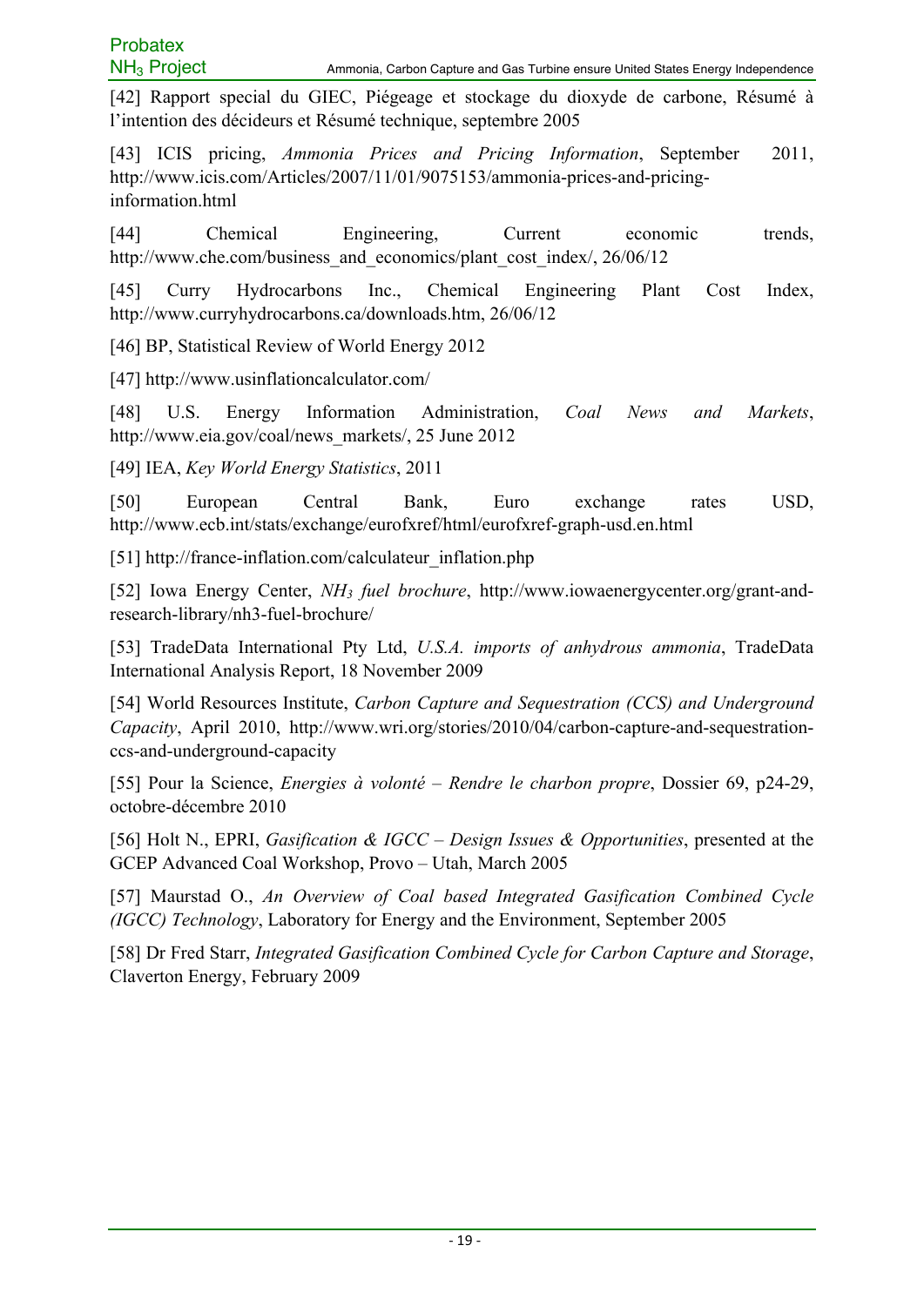[42] Rapport special du GIEC, Piégeage et stockage du dioxyde de carbone, Résumé à l'intention des décideurs et Résumé technique, septembre 2005

[43] ICIS pricing, *Ammonia Prices and Pricing Information*, September 2011, http://www.icis.com/Articles/2007/11/01/9075153/ammonia-prices-and-pricing-information.html

[44] Chemical Engineering, Current economic trends, http://www.che.com/business_and_economics/plant_cost_index/, 26/06/12

[45] Curry Hydrocarbons Inc., Chemical Engineering Plant Cost Index, http://www.curryhydrocarbons.ca/downloads.htm, 26/06/12

[46] BP, Statistical Review of World Energy 2012

[47] http://www.usinflationcalculator.com/

[48] U.S. Energy Information Administration, *Coal News and Markets*, http://www.eia.gov/coal/news_markets/, 25 June 2012

[49] IEA, *Key World Energy Statistics*, 2011

[50] European Central Bank, Euro exchange rates USD, http://www.ecb.int/stats/exchange/eurofxref/html/eurofxref-graph-usd.en.html

[51] http://france-inflation.com/calculateur_inflation.php

[52] Iowa Energy Center, *$NH_3$ fuel brochure*, http://www.iowaenergycenter.org/grant-and-research-library/nh3-fuel-brochure/

[53] TradeData International Pty Ltd, *U.S.A. imports of anhydrous ammonia*, TradeData International Analysis Report, 18 November 2009

[54] World Resources Institute, *Carbon Capture and Sequestration (CCS) and Underground Capacity*, April 2010, http://www.wri.org/stories/2010/04/carbon-capture-and-sequestration-ccs-and-underground-capacity

[55] Pour la Science, *Energies à volonté – Rendre le charbon propre*, Dossier 69, p24-29, octobre-décembre 2010

[56] Holt N., EPRI, *Gasification & IGCC – Design Issues & Opportunities*, presented at the GCEP Advanced Coal Workshop, Provo – Utah, March 2005

[57] Maurstad O., *An Overview of Coal based Integrated Gasification Combined Cycle (IGCC) Technology*, Laboratory for Energy and the Environment, September 2005

[58] Dr Fred Starr, *Integrated Gasification Combined Cycle for Carbon Capture and Storage*, Claverton Energy, February 2009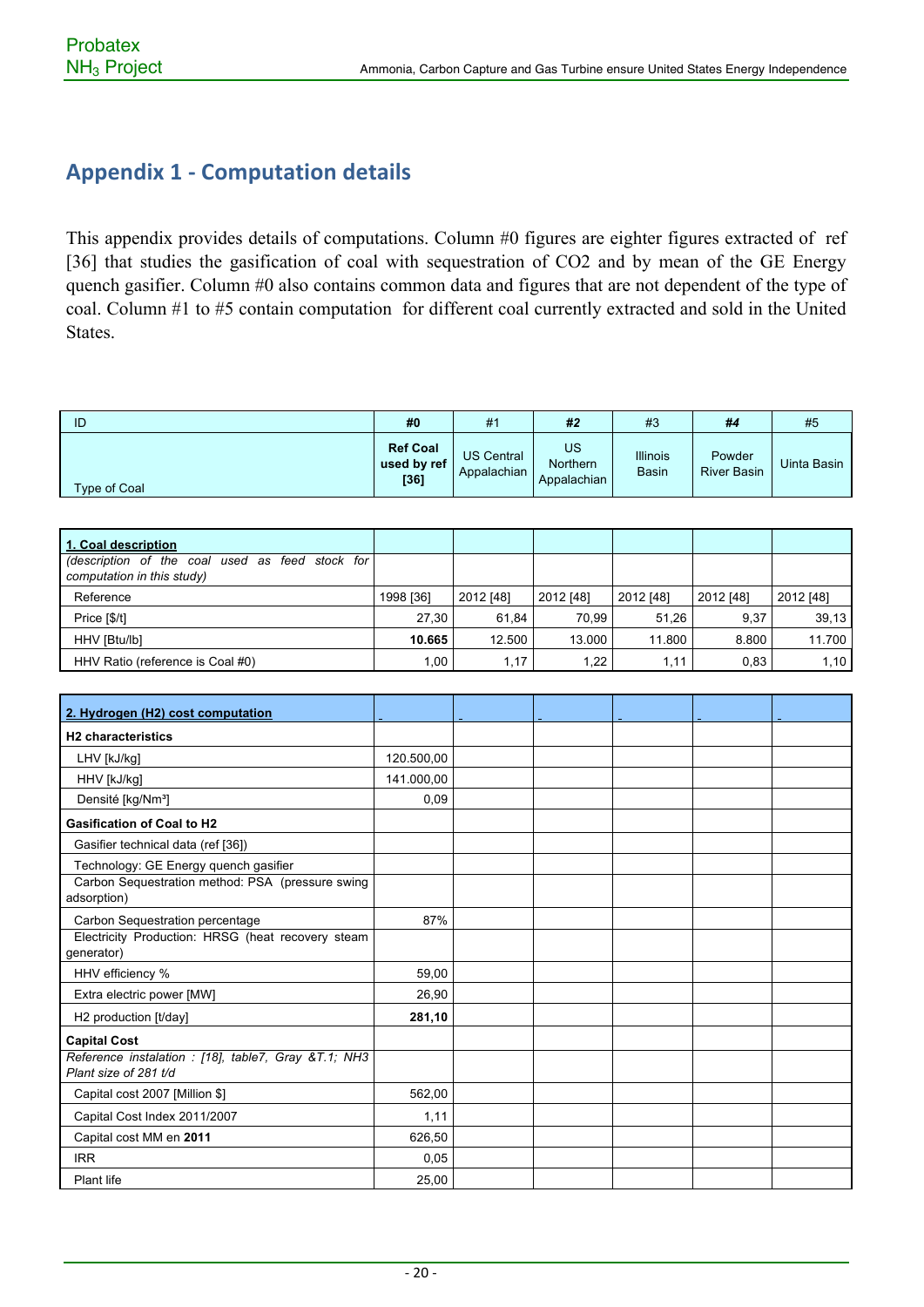## Appendix 1 - Computation details

This appendix provides details of computations. Column #0 figures are eighter figures extracted of ref [36] that studies the gasification of coal with sequestration of CO2 and by mean of the GE Energy quench gasifier. Column #0 also contains common data and figures that are not dependent of the type of coal. Column #1 to #5 contain computation for different coal currently extracted and sold in the United States.

| ID | #0 | #1 | #2 | #3 | #4 | #5 |
|---|---|---|---|---|---|---|
| Type of Coal | **Ref Coal used by ref [36]** | US Central Appalachian | US Northern Appalachian | Illinois Basin | Powder River Basin | Uinta Basin |

| **1. Coal description** | | | | | | |
|---|---|---|---|---|---|---|
| *(description of the coal used as feed stock for computation in this study)* | | | | | | |
| Reference | 1998 [36] | 2012 [48] | 2012 [48] | 2012 [48] | 2012 [48] | 2012 [48] |
| Price [$/t] | 27,30 | 61,84 | 70,99 | 51,26 | 9,37 | 39,13 |
| HHV [Btu/lb] | **10.665** | 12.500 | 13.000 | 11.800 | 8.800 | 11.700 |
| HHV Ratio (reference is Coal #0) | 1,00 | 1,17 | 1,22 | 1,11 | 0,83 | 1,10 |

| **2. Hydrogen (H2) cost computation** | | | | | | |
|---|---|---|---|---|---|---|
| **H2 characteristics** | | | | | | |
| LHV [kJ/kg] | 120.500,00 | | | | | |
| HHV [kJ/kg] | 141.000,00 | | | | | |
| Densité [kg/Nm³] | 0,09 | | | | | |
| **Gasification of Coal to H2** | | | | | | |
| Gasifier technical data (ref [36]) | | | | | | |
| Technology: GE Energy quench gasifier | | | | | | |
| Carbon Sequestration method: PSA (pressure swing adsorption) | | | | | | |
| Carbon Sequestration percentage | 87% | | | | | |
| Electricity Production: HRSG (heat recovery steam generator) | | | | | | |
| HHV efficiency % | 59,00 | | | | | |
| Extra electric power [MW] | 26,90 | | | | | |
| H2 production [t/day] | **281,10** | | | | | |
| **Capital Cost** | | | | | | |
| *Reference instalation : [18], table7, Gray &T.1; NH3 Plant size of 281 t/d* | | | | | | |
| Capital cost 2007 [Million $] | 562,00 | | | | | |
| Capital Cost Index 2011/2007 | 1,11 | | | | | |
| Capital cost MM en **2011** | 626,50 | | | | | |
| IRR | 0,05 | | | | | |
| Plant life | 25,00 | | | | | |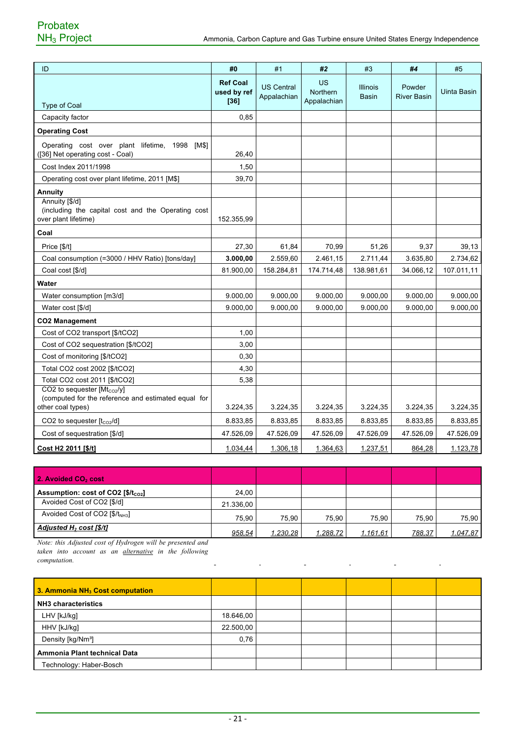| ID | #0 | #1 | #2 | #3 | #4 | #5 |
|---|---|---|---|---|---|---|
| Type of Coal | **Ref Coal used by ref [36]** | US Central Appalachian | US Northern Appalachian | Illinois Basin | Powder River Basin | Uinta Basin |
| Capacity factor | 0,85 | | | | | |
| **Operating Cost** | | | | | | |
| Operating cost over plant lifetime, 1998 [M$] ([36] Net operating cost - Coal) | 26,40 | | | | | |
| Cost Index 2011/1998 | 1,50 | | | | | |
| Operating cost over plant lifetime, 2011 [M$] | 39,70 | | | | | |
| **Annuity** | | | | | | |
| Annuity [$/d] (including the capital cost and the Operating cost over plant lifetime) | 152.355,99 | | | | | |
| **Coal** | | | | | | |
| Price [$/t] | 27,30 | 61,84 | 70,99 | 51,26 | 9,37 | 39,13 |
| Coal consumption (=3000 / HHV Ratio) [tons/day] | **3.000,00** | 2.559,60 | 2.461,15 | 2.711,44 | 3.635,80 | 2.734,62 |
| Coal cost [$/d] | 81.900,00 | 158.284,81 | 174.714,48 | 138.981,61 | 34.066,12 | 107.011,11 |
| **Water** | | | | | | |
| Water consumption [m3/d] | 9.000,00 | 9.000,00 | 9.000,00 | 9.000,00 | 9.000,00 | 9.000,00 |
| Water cost [$/d] | 9.000,00 | 9.000,00 | 9.000,00 | 9.000,00 | 9.000,00 | 9.000,00 |
| **CO2 Management** | | | | | | |
| Cost of CO2 transport [$/tCO2] | 1,00 | | | | | |
| Cost of CO2 sequestration [$/tCO2] | 3,00 | | | | | |
| Cost of monitoring [$/tCO2] | 0,30 | | | | | |
| Total CO2 cost 2002 [$/tCO2] | 4,30 | | | | | |
| Total CO2 cost 2011 [$/tCO2] | 5,38 | | | | | |
| CO2 to sequester [$Mt_{CO2}$/y] (computed for the reference and estimated equal for other coal types) | 3.224,35 | 3.224,35 | 3.224,35 | 3.224,35 | 3.224,35 | 3.224,35 |
| CO2 to sequester [$t_{CO2}$/d] | 8.833,85 | 8.833,85 | 8.833,85 | 8.833,85 | 8.833,85 | 8.833,85 |
| Cost of sequestration [$/d] | 47.526,09 | 47.526,09 | 47.526,09 | 47.526,09 | 47.526,09 | 47.526,09 |
| **Cost H2 2011 [$/t]** | 1.034,44 | 1.306,18 | 1.364,63 | 1.237,51 | 864,28 | 1.123,78 |

| **2. Avoided $CO_2$ cost** | | | | | | |
|---|---|---|---|---|---|---|
| **Assumption: cost of CO2 [$/$t_{CO2}$]** | 24,00 | | | | | |
| Avoided Cost of CO2 [$/d] | 21.336,00 | | | | | |
| Avoided Cost of CO2 [$/$t_{NH3}$] | 75,90 | 75,90 | 75,90 | 75,90 | 75,90 | 75,90 |
| ***Adjusted $H_2$ cost [$/t]*** | *958,54* | *1.230,28* | *1.288,72* | *1.161,61* | *788,37* | *1.047,87* |

*Note: this Adjusted cost of Hydrogen will be presented and taken into account as an alternative in the following computation.*

| **3. Ammonia $NH_3$ Cost computation** | | | | | | |
|---|---|---|---|---|---|---|
| **NH3 characteristics** | | | | | | |
| LHV [kJ/kg] | 18.646,00 | | | | | |
| HHV [kJ/kg] | 22.500,00 | | | | | |
| Density [kg/Nm³] | 0,76 | | | | | |
| **Ammonia Plant technical Data** | | | | | | |
| Technology: Haber-Bosch | | | | | | |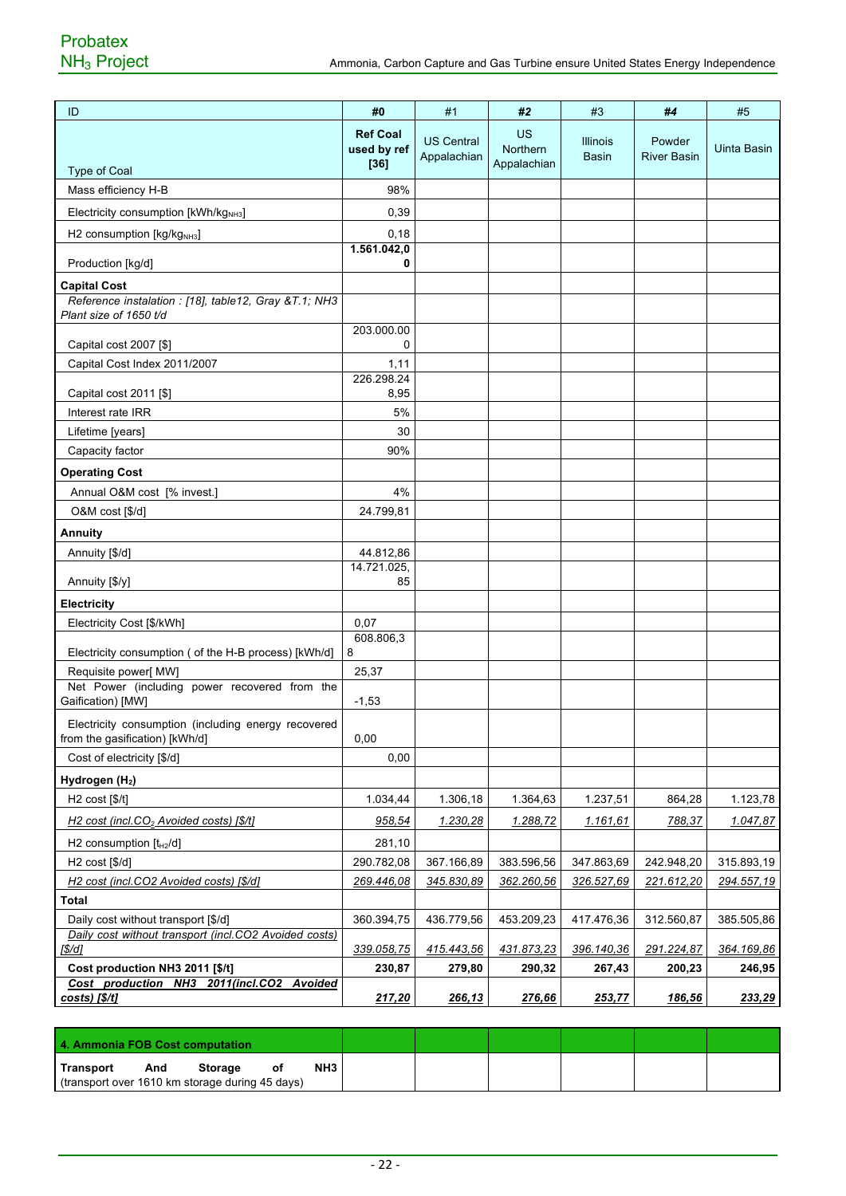| ID | **#0** | #1 | **#2** | #3 | **#4** | #5 |
|---|---|---|---|---|---|---|
| Type of Coal | **Ref Coal used by ref [36]** | US Central Appalachian | US Northern Appalachian | Illinois Basin | Powder River Basin | Uinta Basin |
| Mass efficiency H-B | 98% | | | | | |
| Electricity consumption [kWh/$kg_{NH3}$] | 0,39 | | | | | |
| H2 consumption [kg/$kg_{NH3}$] | 0,18 | | | | | |
| Production [kg/d] | **1.561.042,00** | | | | | |
| **Capital Cost** | | | | | | |
| *Reference instalation : [18], table12, Gray &T.1; NH3 Plant size of 1650 t/d* | | | | | | |
| Capital cost 2007 [$] | 203.000.000 | | | | | |
| Capital Cost Index 2011/2007 | 1,11 | | | | | |
| Capital cost 2011 [$] | 226.298.248,95 | | | | | |
| Interest rate IRR | 5% | | | | | |
| Lifetime [years] | 30 | | | | | |
| Capacity factor | 90% | | | | | |
| **Operating Cost** | | | | | | |
| Annual O&M cost [% invest.] | 4% | | | | | |
| O&M cost [$/d] | 24.799,81 | | | | | |
| **Annuity** | | | | | | |
| Annuity [$/d] | 44.812,86 | | | | | |
| Annuity [$/y] | 14.721.025,85 | | | | | |
| **Electricity** | | | | | | |
| Electricity Cost [$/kWh] | 0,07 | | | | | |
| Electricity consumption ( of the H-B process) [kWh/d] | 608.806,38 | | | | | |
| Requisite power[ MW] | 25,37 | | | | | |
| Net Power (including power recovered from the Gaification) [MW] | -1,53 | | | | | |
| Electricity consumption (including energy recovered from the gasification) [kWh/d] | 0,00 | | | | | |
| Cost of electricity [$/d] | 0,00 | | | | | |
| **Hydrogen ($H_2$)** | | | | | | |
| H2 cost [$/t] | 1.034,44 | 1.306,18 | 1.364,63 | 1.237,51 | 864,28 | 1.123,78 |
| *H2 cost (incl.$CO_2$ Avoided costs) [$/t]* | *958,54* | *1.230,28* | *1.288,72* | *1.161,61* | *788,37* | *1.047,87* |
| H2 consumption [$t_{H2}$/d] | 281,10 | | | | | |
| H2 cost [$/d] | 290.782,08 | 367.166,89 | 383.596,56 | 347.863,69 | 242.948,20 | 315.893,19 |
| *H2 cost (incl.CO2 Avoided costs) [$/d]* | *269.446,08* | *345.830,89* | *362.260,56* | *326.527,69* | *221.612,20* | *294.557,19* |
| **Total** | | | | | | |
| Daily cost without transport [$/d] | 360.394,75 | 436.779,56 | 453.209,23 | 417.476,36 | 312.560,87 | 385.505,86 |
| *Daily cost without transport (incl.CO2 Avoided costs) [$/d]* | *339.058,75* | *415.443,56* | *431.873,23* | *396.140,36* | *291.224,87* | *364.169,86* |
| **Cost production NH3 2011 [$/t]** | **230,87** | **279,80** | **290,32** | **267,43** | **200,23** | **246,95** |
| ***Cost production NH3 2011(incl.CO2 Avoided costs) [$/t]*** | ***217,20*** | ***266,13*** | ***276,66*** | ***253,77*** | ***186,56*** | ***233,29*** |

| **4. Ammonia FOB Cost computation** | | | | | | |
|---|---|---|---|---|---|---|
| **Transport And Storage of NH3** (transport over 1610 km storage during 45 days) | | | | | | |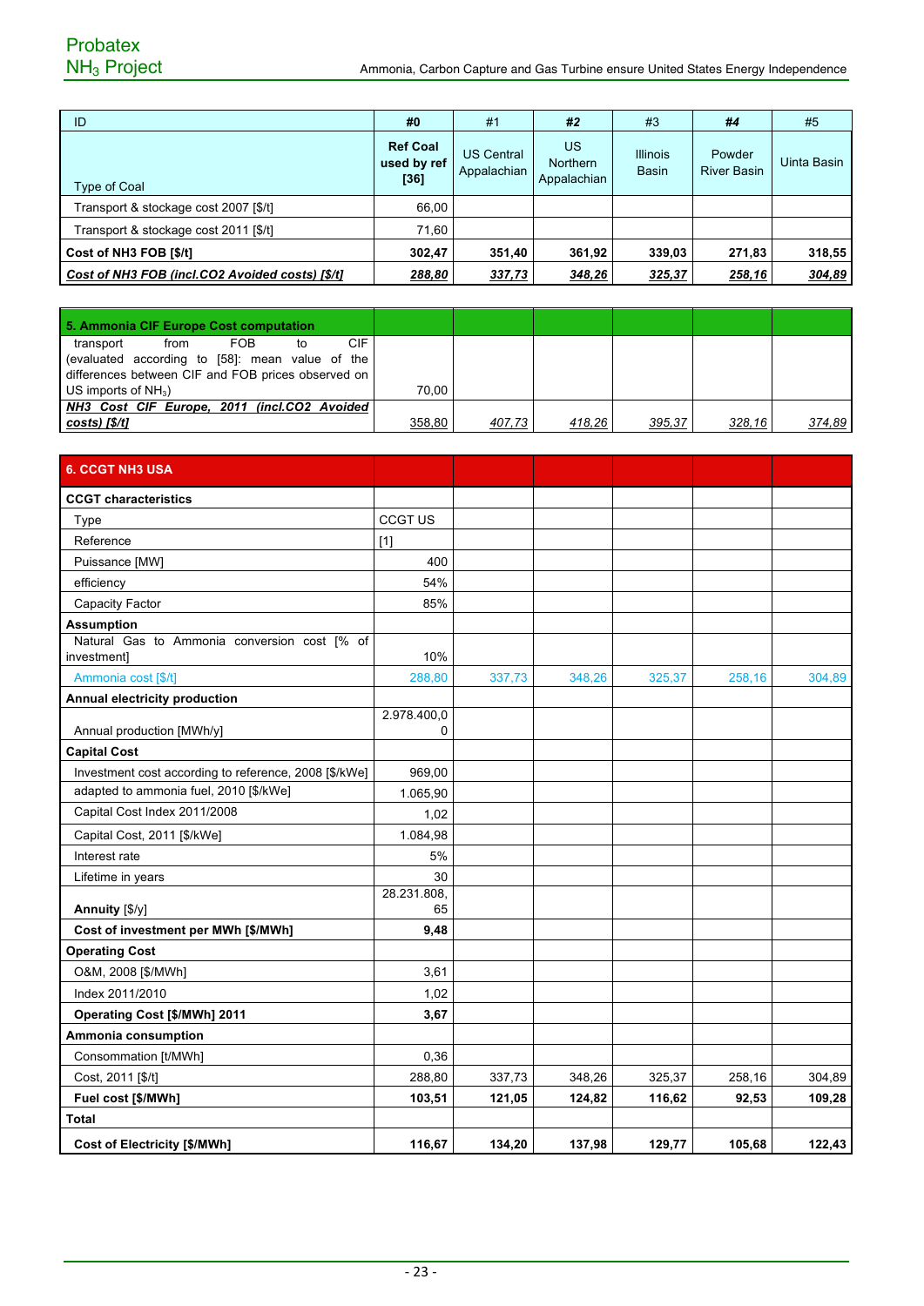| ID | #0 | #1 | #2 | #3 | #4 | #5 |
|---|---|---|---|---|---|---|
| Type of Coal | **Ref Coal used by ref [36]** | US Central Appalachian | US Northern Appalachian | Illinois Basin | Powder River Basin | Uinta Basin |
| Transport & stockage cost 2007 [$/t] | 66,00 | | | | | |
| Transport & stockage cost 2011 [$/t] | 71,60 | | | | | |
| **Cost of NH3 FOB [$/t]** | **302,47** | **351,40** | **361,92** | **339,03** | **271,83** | **318,55** |
| ***Cost of NH3 FOB (incl.CO2 Avoided costs) [$/t]*** | ***288,80*** | ***337,73*** | ***348,26*** | ***325,37*** | ***258,16*** | ***304,89*** |

| **5. Ammonia CIF Europe Cost computation** | | | | | | |
|---|---|---|---|---|---|---|
| transport from FOB to CIF (evaluated according to [58]: mean value of the differences between CIF and FOB prices observed on US imports of $NH_3$) | 70,00 | | | | | |
| ***NH3 Cost CIF Europe, 2011 (incl.CO2 Avoided costs) [$/t]*** | 358,80 | *407,73* | *418,26* | *395,37* | *328,16* | *374,89* |

| **6. CCGT NH3 USA** | | | | | | |
|---|---|---|---|---|---|---|
| **CCGT characteristics** | | | | | | |
| Type | CCGT US | | | | | |
| Reference | [1] | | | | | |
| Puissance [MW] | 400 | | | | | |
| efficiency | 54% | | | | | |
| Capacity Factor | 85% | | | | | |
| **Assumption** | | | | | | |
| Natural Gas to Ammonia conversion cost [% of investment] | 10% | | | | | |
| Ammonia cost [$/t] | 288,80 | 337,73 | 348,26 | 325,37 | 258,16 | 304,89 |
| **Annual electricity production** | | | | | | |
| Annual production [MWh/y] | 2.978.400,00 | | | | | |
| **Capital Cost** | | | | | | |
| Investment cost according to reference, 2008 [$/kWe] | 969,00 | | | | | |
| adapted to ammonia fuel, 2010 [$/kWe] | 1.065,90 | | | | | |
| Capital Cost Index 2011/2008 | 1,02 | | | | | |
| Capital Cost, 2011 [$/kWe] | 1.084,98 | | | | | |
| Interest rate | 5% | | | | | |
| Lifetime in years | 30 | | | | | |
| **Annuity** [$/y] | 28.231.808,65 | | | | | |
| **Cost of investment per MWh [$/MWh]** | **9,48** | | | | | |
| **Operating Cost** | | | | | | |
| O&M, 2008 [$/MWh] | 3,61 | | | | | |
| Index 2011/2010 | 1,02 | | | | | |
| **Operating Cost [$/MWh] 2011** | **3,67** | | | | | |
| **Ammonia consumption** | | | | | | |
| Consommation [t/MWh] | 0,36 | | | | | |
| Cost, 2011 [$/t] | 288,80 | 337,73 | 348,26 | 325,37 | 258,16 | 304,89 |
| **Fuel cost [$/MWh]** | **103,51** | **121,05** | **124,82** | **116,62** | **92,53** | **109,28** |
| **Total** | | | | | | |
| **Cost of Electricity [$/MWh]** | **116,67** | **134,20** | **137,98** | **129,77** | **105,68** | **122,43** |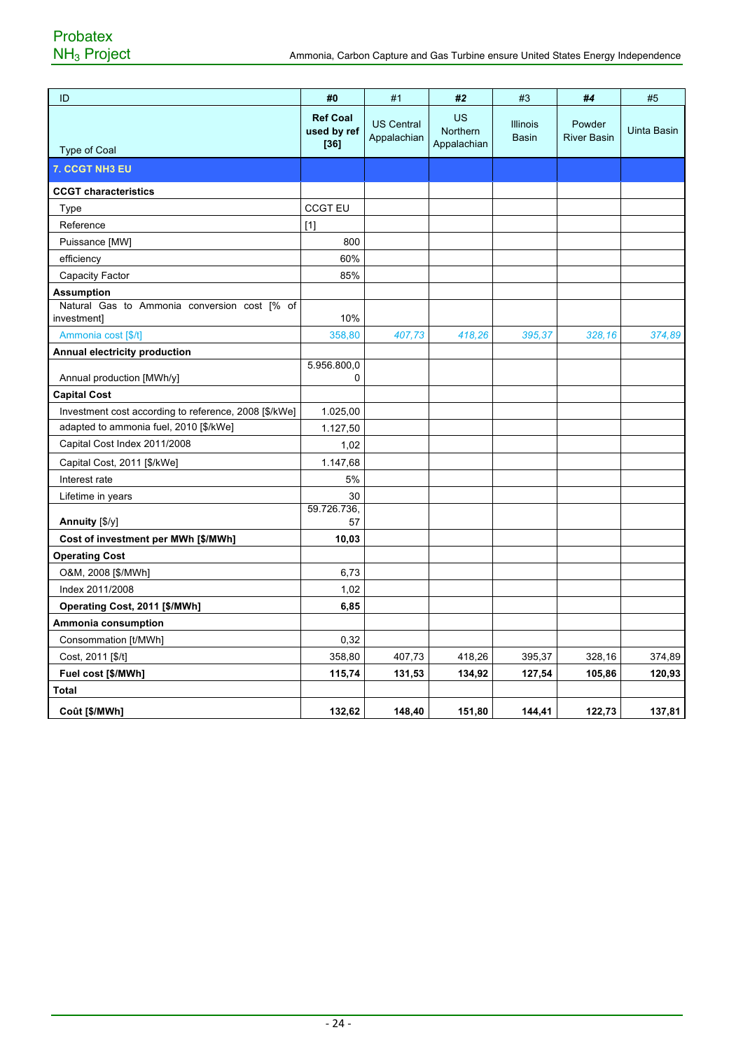| ID | #0 | #1 | #2 | #3 | #4 | #5 |
|---|---|---|---|---|---|---|
| Type of Coal | **Ref Coal used by ref [36]** | US Central Appalachian | US Northern Appalachian | Illinois Basin | Powder River Basin | Uinta Basin |
| **7. CCGT NH3 EU** | | | | | | |
| **CCGT characteristics** | | | | | | |
| Type | CCGT EU | | | | | |
| Reference | [1] | | | | | |
| Puissance [MW] | 800 | | | | | |
| efficiency | 60% | | | | | |
| Capacity Factor | 85% | | | | | |
| **Assumption** | | | | | | |
| Natural Gas to Ammonia conversion cost [% of investment] | 10% | | | | | |
| Ammonia cost [$/t] | 358,80 | *407,73* | *418,26* | *395,37* | *328,16* | *374,89* |
| **Annual electricity production** | | | | | | |
| Annual production [MWh/y] | 5.956.800,00 | | | | | |
| **Capital Cost** | | | | | | |
| Investment cost according to reference, 2008 [$/kWe] | 1.025,00 | | | | | |
| adapted to ammonia fuel, 2010 [$/kWe] | 1.127,50 | | | | | |
| Capital Cost Index 2011/2008 | 1,02 | | | | | |
| Capital Cost, 2011 [$/kWe] | 1.147,68 | | | | | |
| Interest rate | 5% | | | | | |
| Lifetime in years | 30 | | | | | |
| **Annuity** [$/y] | 59.726.736,57 | | | | | |
| **Cost of investment per MWh [$/MWh]** | **10,03** | | | | | |
| **Operating Cost** | | | | | | |
| O&M, 2008 [$/MWh] | 6,73 | | | | | |
| Index 2011/2008 | 1,02 | | | | | |
| **Operating Cost, 2011 [$/MWh]** | **6,85** | | | | | |
| **Ammonia consumption** | | | | | | |
| Consommation [t/MWh] | 0,32 | | | | | |
| Cost, 2011 [$/t] | 358,80 | 407,73 | 418,26 | 395,37 | 328,16 | 374,89 |
| **Fuel cost [$/MWh]** | **115,74** | **131,53** | **134,92** | **127,54** | **105,86** | **120,93** |
| **Total** | | | | | | |
| **Coût [$/MWh]** | **132,62** | **148,40** | **151,80** | **144,41** | **122,73** | **137,81** |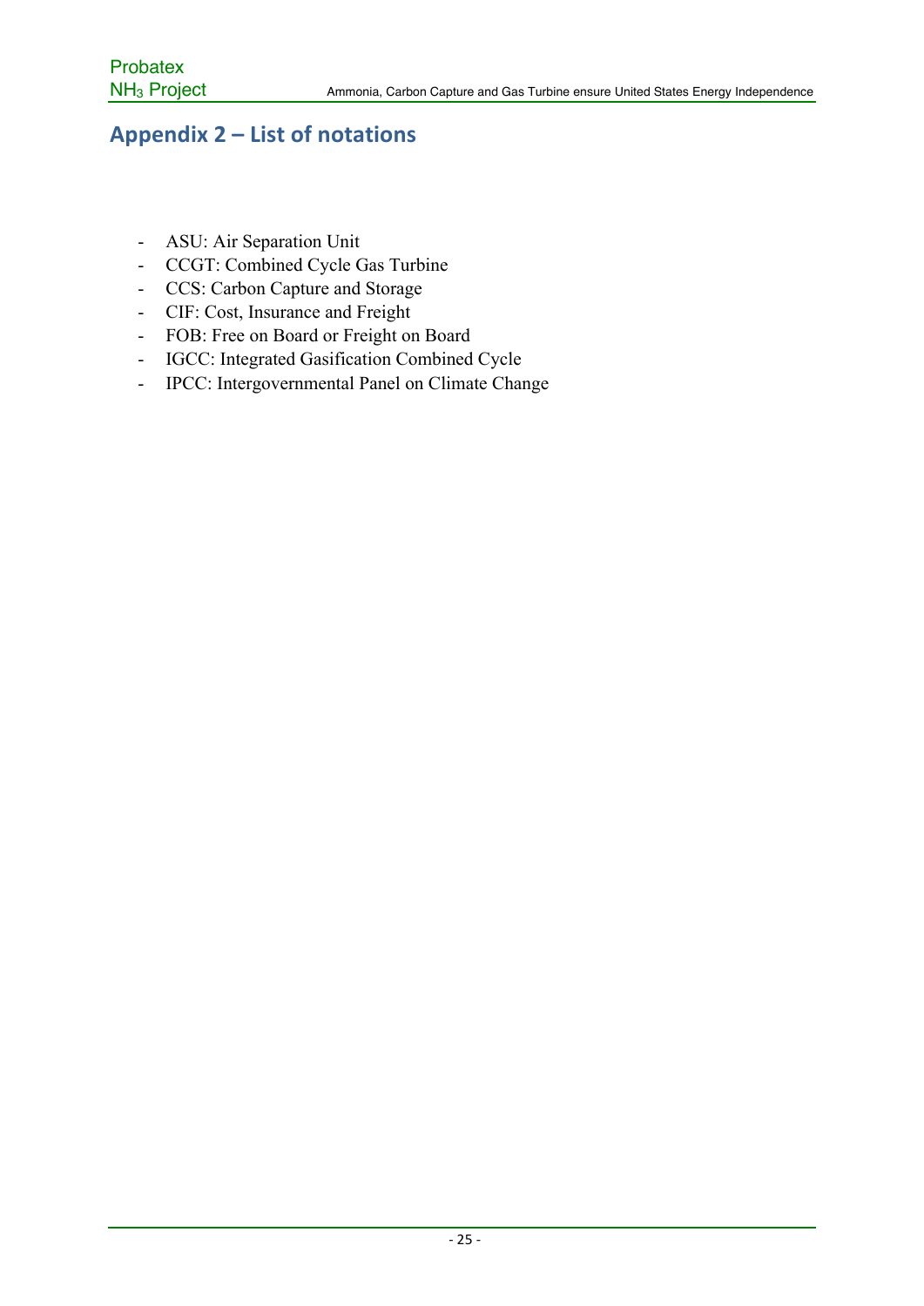## Appendix 2 – List of notations

- ASU: Air Separation Unit
- CCGT: Combined Cycle Gas Turbine
- CCS: Carbon Capture and Storage
- CIF: Cost, Insurance and Freight
- FOB: Free on Board or Freight on Board
- IGCC: Integrated Gasification Combined Cycle
- IPCC: Intergovernmental Panel on Climate Change